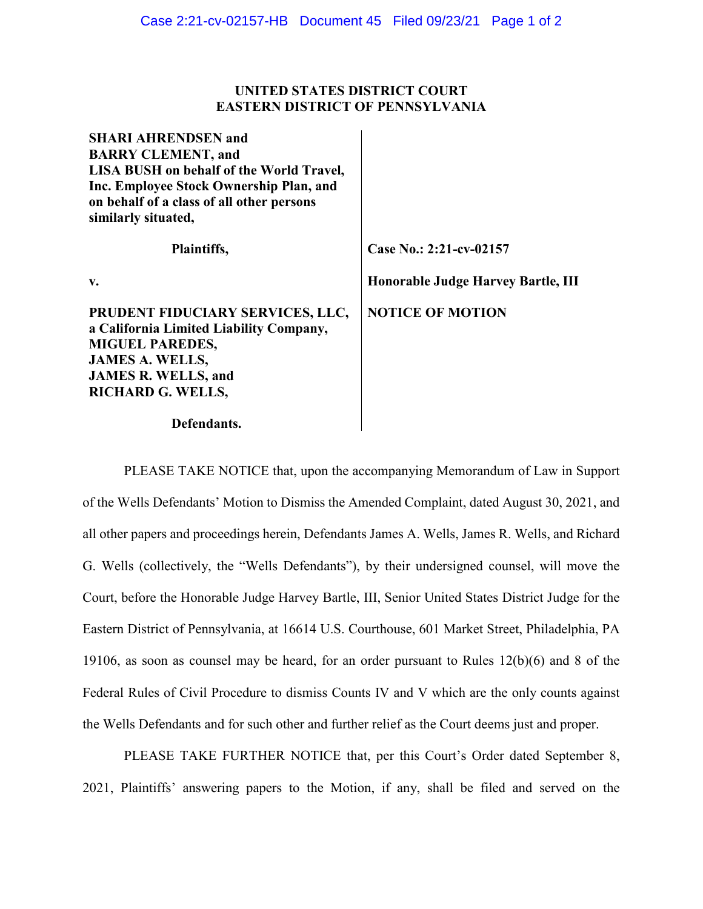**UNITED STATES DISTRICT COURT**
**EASTERN DISTRICT OF PENNSYLVANIA**

| | |
|---|---|
| **SHARI AHRENDSEN and BARRY CLEMENT, and LISA BUSH on behalf of the World Travel, Inc. Employee Stock Ownership Plan, and on behalf of a class of all other persons similarly situated,** | |
| **Plaintiffs,** | **Case No.: 2:21-cv-02157** |
| **v.** | **Honorable Judge Harvey Bartle, III** |
| **PRUDENT FIDUCIARY SERVICES, LLC, a California Limited Liability Company, MIGUEL PAREDES, JAMES A. WELLS, JAMES R. WELLS, and RICHARD G. WELLS,** | **NOTICE OF MOTION** |
| **Defendants.** | |

PLEASE TAKE NOTICE that, upon the accompanying Memorandum of Law in Support of the Wells Defendants' Motion to Dismiss the Amended Complaint, dated August 30, 2021, and all other papers and proceedings herein, Defendants James A. Wells, James R. Wells, and Richard G. Wells (collectively, the "Wells Defendants"), by their undersigned counsel, will move the Court, before the Honorable Judge Harvey Bartle, III, Senior United States District Judge for the Eastern District of Pennsylvania, at 16614 U.S. Courthouse, 601 Market Street, Philadelphia, PA 19106, as soon as counsel may be heard, for an order pursuant to Rules 12(b)(6) and 8 of the Federal Rules of Civil Procedure to dismiss Counts IV and V which are the only counts against the Wells Defendants and for such other and further relief as the Court deems just and proper.

PLEASE TAKE FURTHER NOTICE that, per this Court's Order dated September 8, 2021, Plaintiffs' answering papers to the Motion, if any, shall be filed and served on the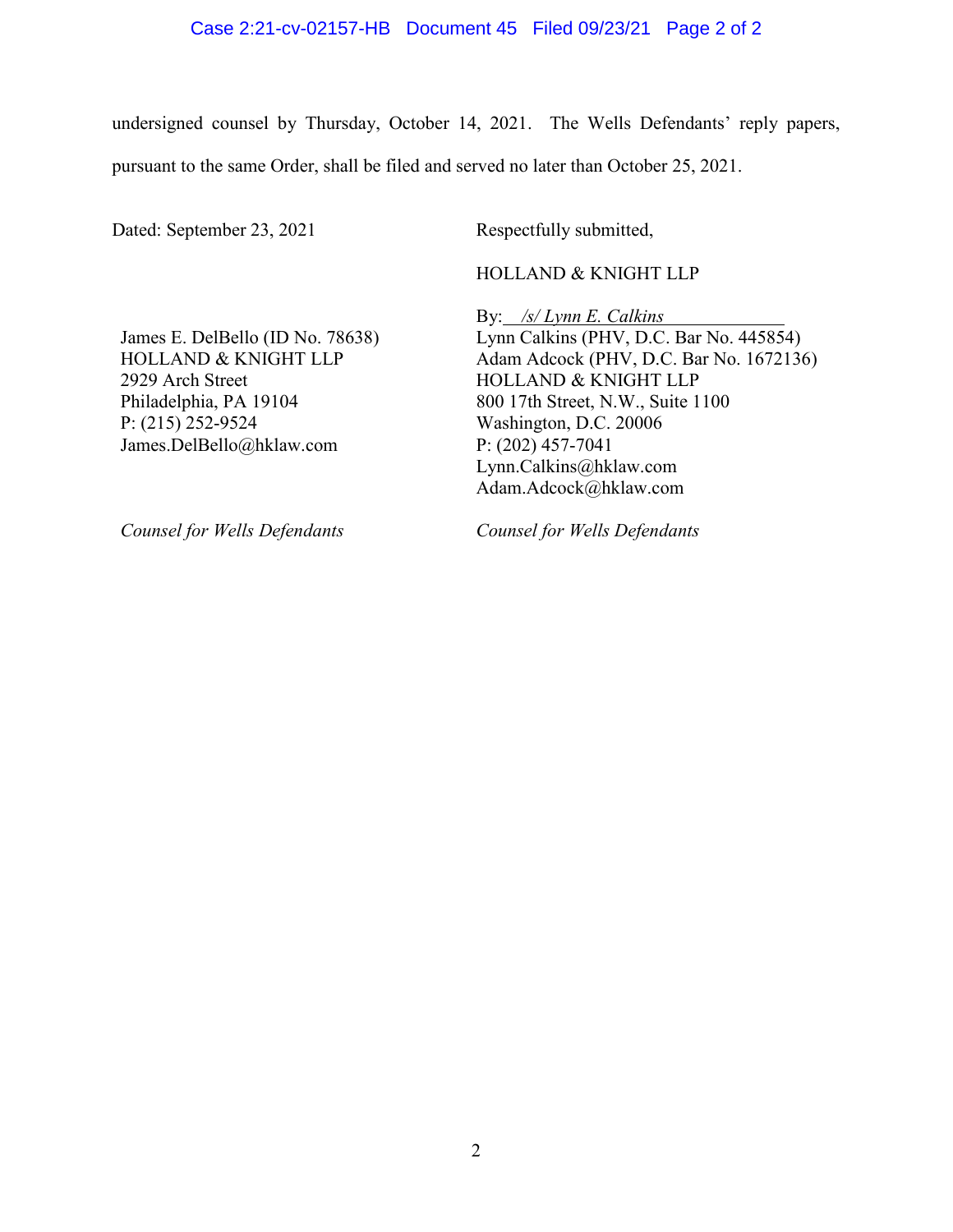undersigned counsel by Thursday, October 14, 2021. The Wells Defendants' reply papers, pursuant to the same Order, shall be filed and served no later than October 25, 2021.

Dated: September 23, 2021

Respectfully submitted,

HOLLAND & KNIGHT LLP

By: */s/ Lynn E. Calkins*

Lynn Calkins (PHV, D.C. Bar No. 445854)
Adam Adcock (PHV, D.C. Bar No. 1672136)
HOLLAND & KNIGHT LLP
800 17th Street, N.W., Suite 1100
Washington, D.C. 20006
P: (202) 457-7041
Lynn.Calkins@hklaw.com
Adam.Adcock@hklaw.com

*Counsel for Wells Defendants*

James E. DelBello (ID No. 78638)
HOLLAND & KNIGHT LLP
2929 Arch Street
Philadelphia, PA 19104
P: (215) 252-9524
James.DelBello@hklaw.com

*Counsel for Wells Defendants*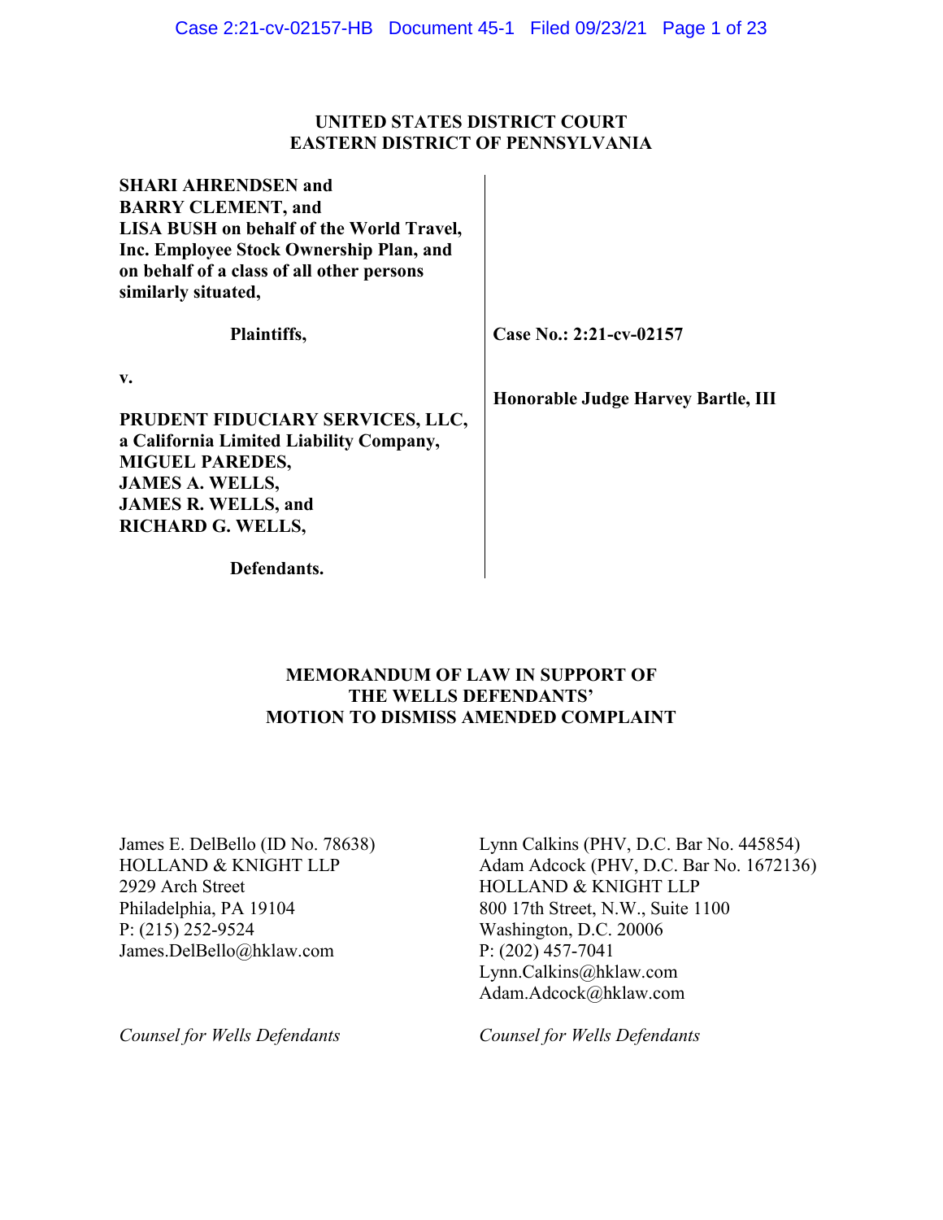**UNITED STATES DISTRICT COURT**
**EASTERN DISTRICT OF PENNSYLVANIA**

| | |
|---|---|
| **SHARI AHRENDSEN and BARRY CLEMENT, and LISA BUSH on behalf of the World Travel, Inc. Employee Stock Ownership Plan, and on behalf of a class of all other persons similarly situated,** | |
| **Plaintiffs,** | **Case No.: 2:21-cv-02157** |
| **v.** | **Honorable Judge Harvey Bartle, III** |
| **PRUDENT FIDUCIARY SERVICES, LLC, a California Limited Liability Company, MIGUEL PAREDES, JAMES A. WELLS, JAMES R. WELLS, and RICHARD G. WELLS,** | |
| **Defendants.** | |

**MEMORANDUM OF LAW IN SUPPORT OF THE WELLS DEFENDANTS' MOTION TO DISMISS AMENDED COMPLAINT**

James E. DelBello (ID No. 78638)
HOLLAND & KNIGHT LLP
2929 Arch Street
Philadelphia, PA 19104
P: (215) 252-9524
James.DelBello@hklaw.com

*Counsel for Wells Defendants*

Lynn Calkins (PHV, D.C. Bar No. 445854)
Adam Adcock (PHV, D.C. Bar No. 1672136)
HOLLAND & KNIGHT LLP
800 17th Street, N.W., Suite 1100
Washington, D.C. 20006
P: (202) 457-7041
Lynn.Calkins@hklaw.com
Adam.Adcock@hklaw.com

*Counsel for Wells Defendants*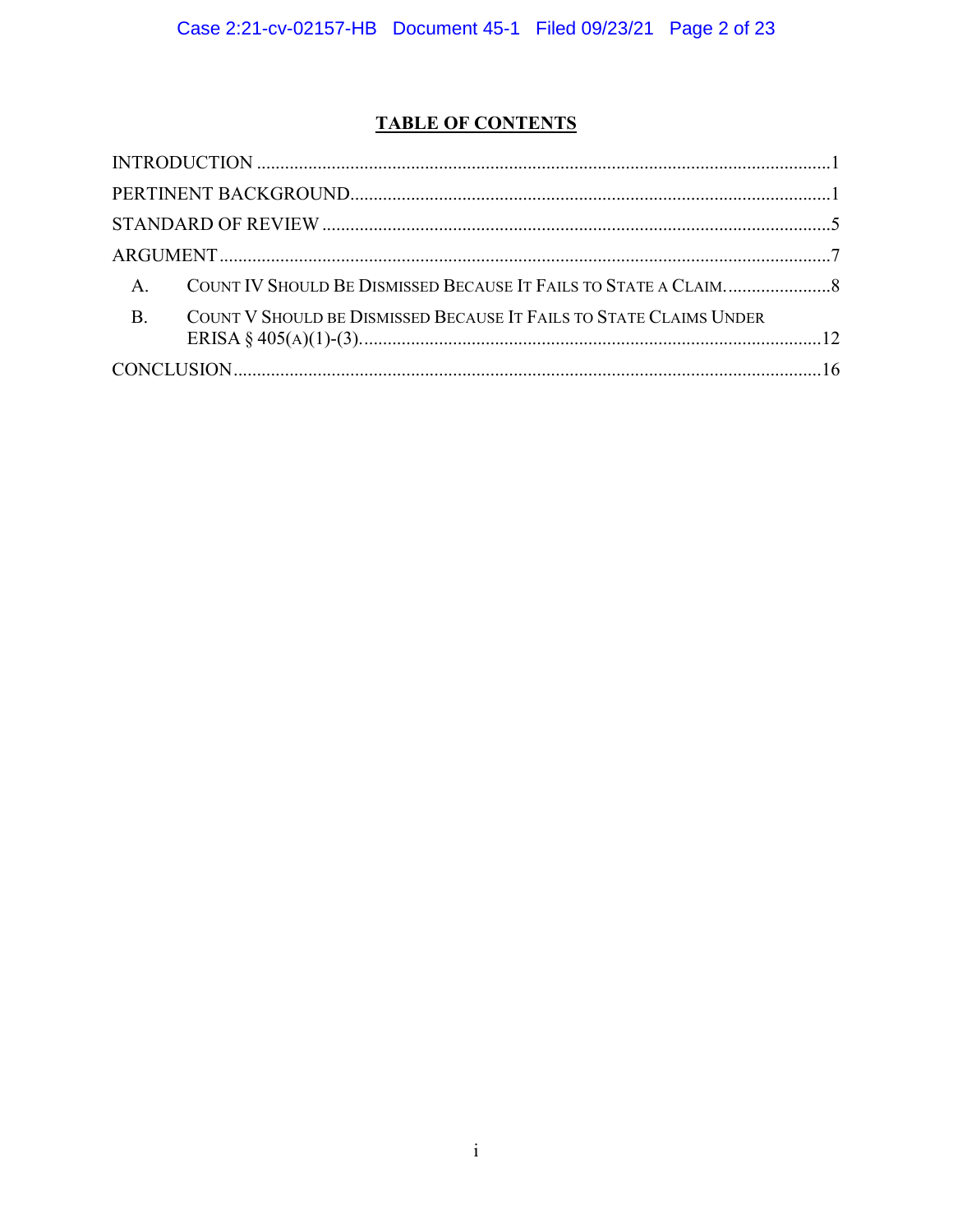## TABLE OF CONTENTS

INTRODUCTION ....................................................................................................................1

PERTINENT BACKGROUND.................................................................................................1

STANDARD OF REVIEW .......................................................................................................5

ARGUMENT ............................................................................................................................7

A. COUNT IV SHOULD BE DISMISSED BECAUSE IT FAILS TO STATE A CLAIM. ......................8

B. COUNT V SHOULD BE DISMISSED BECAUSE IT FAILS TO STATE CLAIMS UNDER ERISA § 405(A)(1)-(3). ...........................................................................................12

CONCLUSION .......................................................................................................................16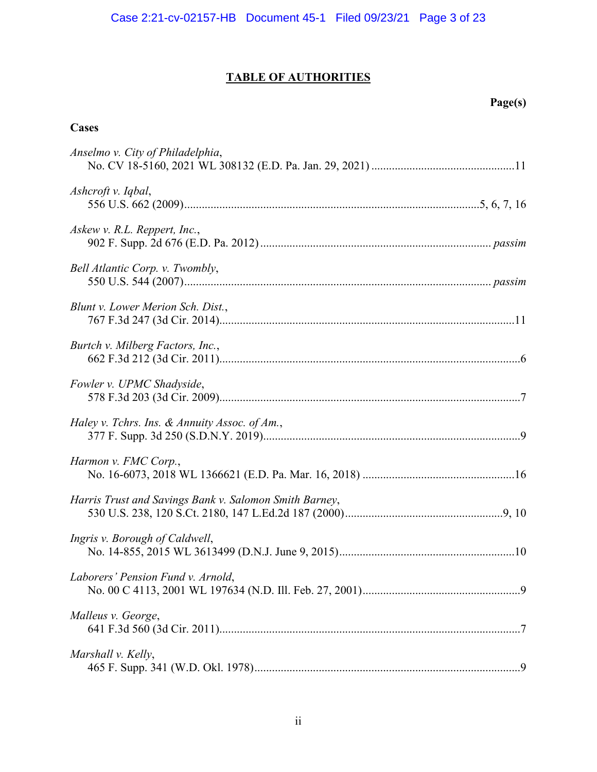## TABLE OF AUTHORITIES

**Page(s)**

### Cases

*Anselmo v. City of Philadelphia*,
No. CV 18-5160, 2021 WL 308132 (E.D. Pa. Jan. 29, 2021) ....................................................11

*Ashcroft v. Iqbal*,
556 U.S. 662 (2009)....................................................................................................5, 6, 7, 16

*Askew v. R.L. Reppert, Inc.*,
902 F. Supp. 2d 676 (E.D. Pa. 2012) ............................................................................. *passim*

*Bell Atlantic Corp. v. Twombly*,
550 U.S. 544 (2007)....................................................................................................... *passim*

*Blunt v. Lower Merion Sch. Dist.*,
767 F.3d 247 (3d Cir. 2014)....................................................................................................11

*Burtch v. Milberg Factors, Inc.*,
662 F.3d 212 (3d Cir. 2011)......................................................................................................6

*Fowler v. UPMC Shadyside*,
578 F.3d 203 (3d Cir. 2009)......................................................................................................7

*Haley v. Tchrs. Ins. & Annuity Assoc. of Am.*,
377 F. Supp. 3d 250 (S.D.N.Y. 2019).......................................................................................9

*Harmon v. FMC Corp.*,
No. 16-6073, 2018 WL 1366621 (E.D. Pa. Mar. 16, 2018) ....................................................16

*Harris Trust and Savings Bank v. Salomon Smith Barney*,
530 U.S. 238, 120 S.Ct. 2180, 147 L.Ed.2d 187 (2000)......................................................9, 10

*Ingris v. Borough of Caldwell*,
No. 14-855, 2015 WL 3613499 (D.N.J. June 9, 2015)............................................................10

*Laborers' Pension Fund v. Arnold*,
No. 00 C 4113, 2001 WL 197634 (N.D. Ill. Feb. 27, 2001)......................................................9

*Malleus v. George*,
641 F.3d 560 (3d Cir. 2011)......................................................................................................7

*Marshall v. Kelly*,
465 F. Supp. 341 (W.D. Okl. 1978)...........................................................................................9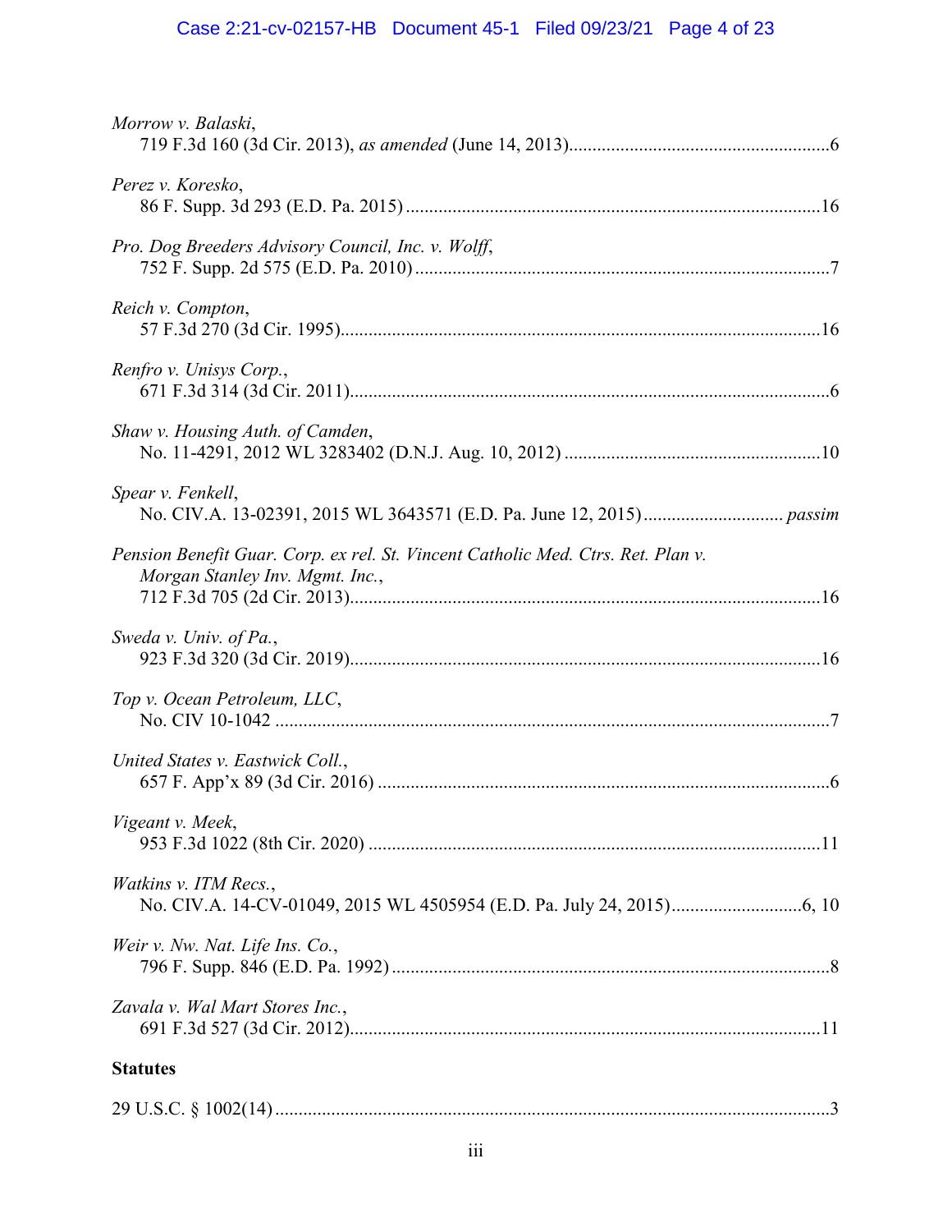*Morrow v. Balaski*,
719 F.3d 160 (3d Cir. 2013), *as amended* (June 14, 2013)........................................................6

*Perez v. Koresko*,
86 F. Supp. 3d 293 (E.D. Pa. 2015) ........................................................................................16

*Pro. Dog Breeders Advisory Council, Inc. v. Wolff*,
752 F. Supp. 2d 575 (E.D. Pa. 2010) ........................................................................................7

*Reich v. Compton*,
57 F.3d 270 (3d Cir. 1995).....................................................................................................16

*Renfro v. Unisys Corp.*,
671 F.3d 314 (3d Cir. 2011).......................................................................................................6

*Shaw v. Housing Auth. of Camden*,
No. 11-4291, 2012 WL 3283402 (D.N.J. Aug. 10, 2012) .......................................................10

*Spear v. Fenkell*,
No. CIV.A. 13-02391, 2015 WL 3643571 (E.D. Pa. June 12, 2015).............................. *passim*

*Pension Benefit Guar. Corp. ex rel. St. Vincent Catholic Med. Ctrs. Ret. Plan v. Morgan Stanley Inv. Mgmt. Inc.*,
712 F.3d 705 (2d Cir. 2013)....................................................................................................16

*Sweda v. Univ. of Pa.*,
923 F.3d 320 (3d Cir. 2019)....................................................................................................16

*Top v. Ocean Petroleum, LLC*,
No. CIV 10-1042 ......................................................................................................................7

*United States v. Eastwick Coll.*,
657 F. App'x 89 (3d Cir. 2016) .................................................................................................6

*Vigeant v. Meek*,
953 F.3d 1022 (8th Cir. 2020) .................................................................................................11

*Watkins v. ITM Recs.*,
No. CIV.A. 14-CV-01049, 2015 WL 4505954 (E.D. Pa. July 24, 2015)............................6, 10

*Weir v. Nw. Nat. Life Ins. Co.*,
796 F. Supp. 846 (E.D. Pa. 1992) .............................................................................................8

*Zavala v. Wal Mart Stores Inc.*,
691 F.3d 527 (3d Cir. 2012)....................................................................................................11

**Statutes**

29 U.S.C. § 1002(14) ...................................................................................................................3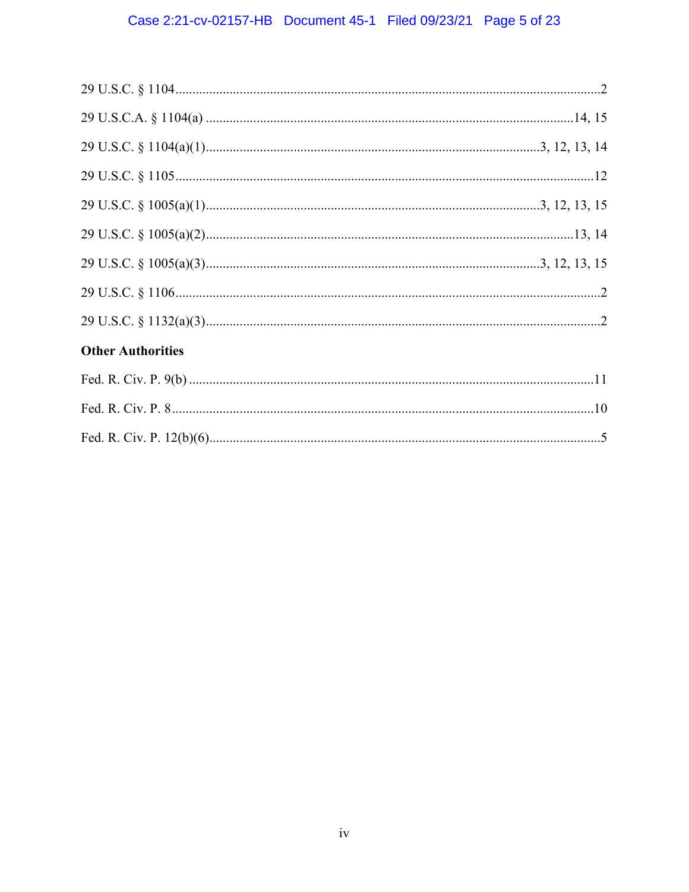29 U.S.C. § 1104..........................................................................................................................2

29 U.S.C.A. § 1104(a) ...........................................................................................................14, 15

29 U.S.C. § 1104(a)(1)...................................................................................................3, 12, 13, 14

29 U.S.C. § 1105..........................................................................................................................12

29 U.S.C. § 1005(a)(1)...................................................................................................3, 12, 13, 15

29 U.S.C. § 1005(a)(2)............................................................................................................13, 14

29 U.S.C. § 1005(a)(3)...................................................................................................3, 12, 13, 15

29 U.S.C. § 1106..........................................................................................................................2

29 U.S.C. § 1132(a)(3)..................................................................................................................2

**Other Authorities**

Fed. R. Civ. P. 9(b) ......................................................................................................................11

Fed. R. Civ. P. 8..........................................................................................................................10

Fed. R. Civ. P. 12(b)(6)..................................................................................................................5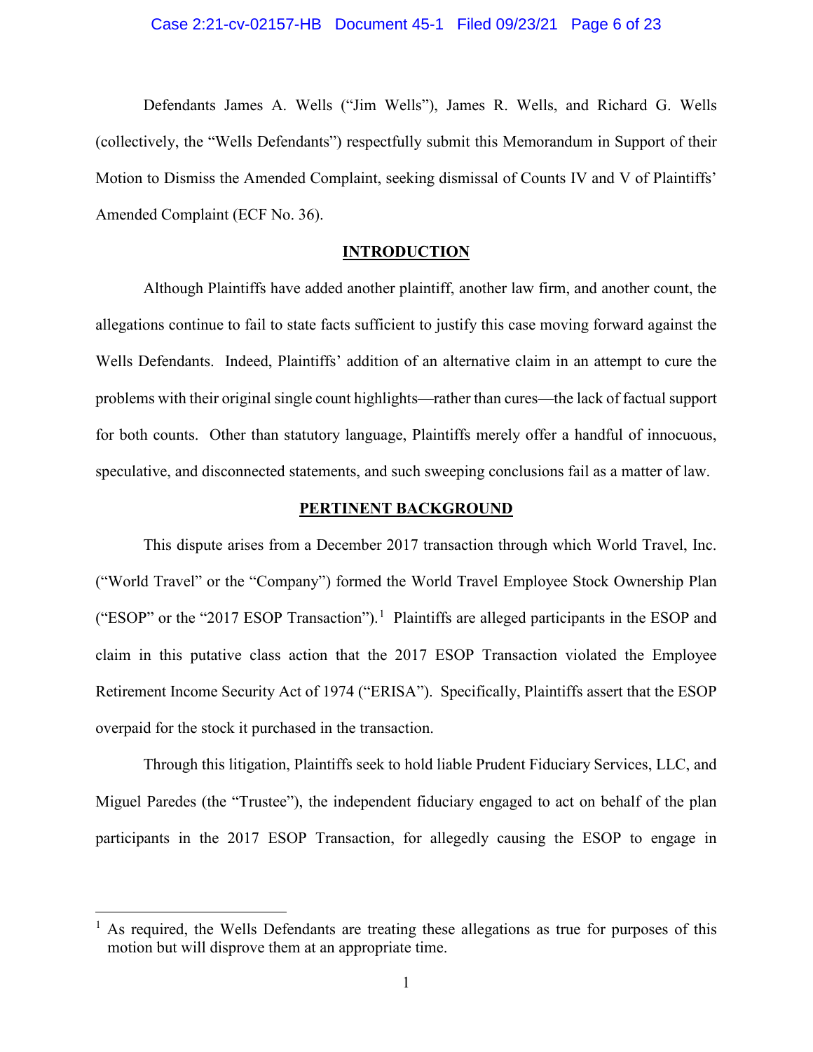Defendants James A. Wells ("Jim Wells"), James R. Wells, and Richard G. Wells (collectively, the "Wells Defendants") respectfully submit this Memorandum in Support of their Motion to Dismiss the Amended Complaint, seeking dismissal of Counts IV and V of Plaintiffs' Amended Complaint (ECF No. 36).

## INTRODUCTION

Although Plaintiffs have added another plaintiff, another law firm, and another count, the allegations continue to fail to state facts sufficient to justify this case moving forward against the Wells Defendants. Indeed, Plaintiffs' addition of an alternative claim in an attempt to cure the problems with their original single count highlights—rather than cures—the lack of factual support for both counts. Other than statutory language, Plaintiffs merely offer a handful of innocuous, speculative, and disconnected statements, and such sweeping conclusions fail as a matter of law.

## PERTINENT BACKGROUND

This dispute arises from a December 2017 transaction through which World Travel, Inc. ("World Travel" or the "Company") formed the World Travel Employee Stock Ownership Plan ("ESOP" or the "2017 ESOP Transaction").[1] Plaintiffs are alleged participants in the ESOP and claim in this putative class action that the 2017 ESOP Transaction violated the Employee Retirement Income Security Act of 1974 ("ERISA"). Specifically, Plaintiffs assert that the ESOP overpaid for the stock it purchased in the transaction.

Through this litigation, Plaintiffs seek to hold liable Prudent Fiduciary Services, LLC, and Miguel Paredes (the "Trustee"), the independent fiduciary engaged to act on behalf of the plan participants in the 2017 ESOP Transaction, for allegedly causing the ESOP to engage in

[1] As required, the Wells Defendants are treating these allegations as true for purposes of this motion but will disprove them at an appropriate time.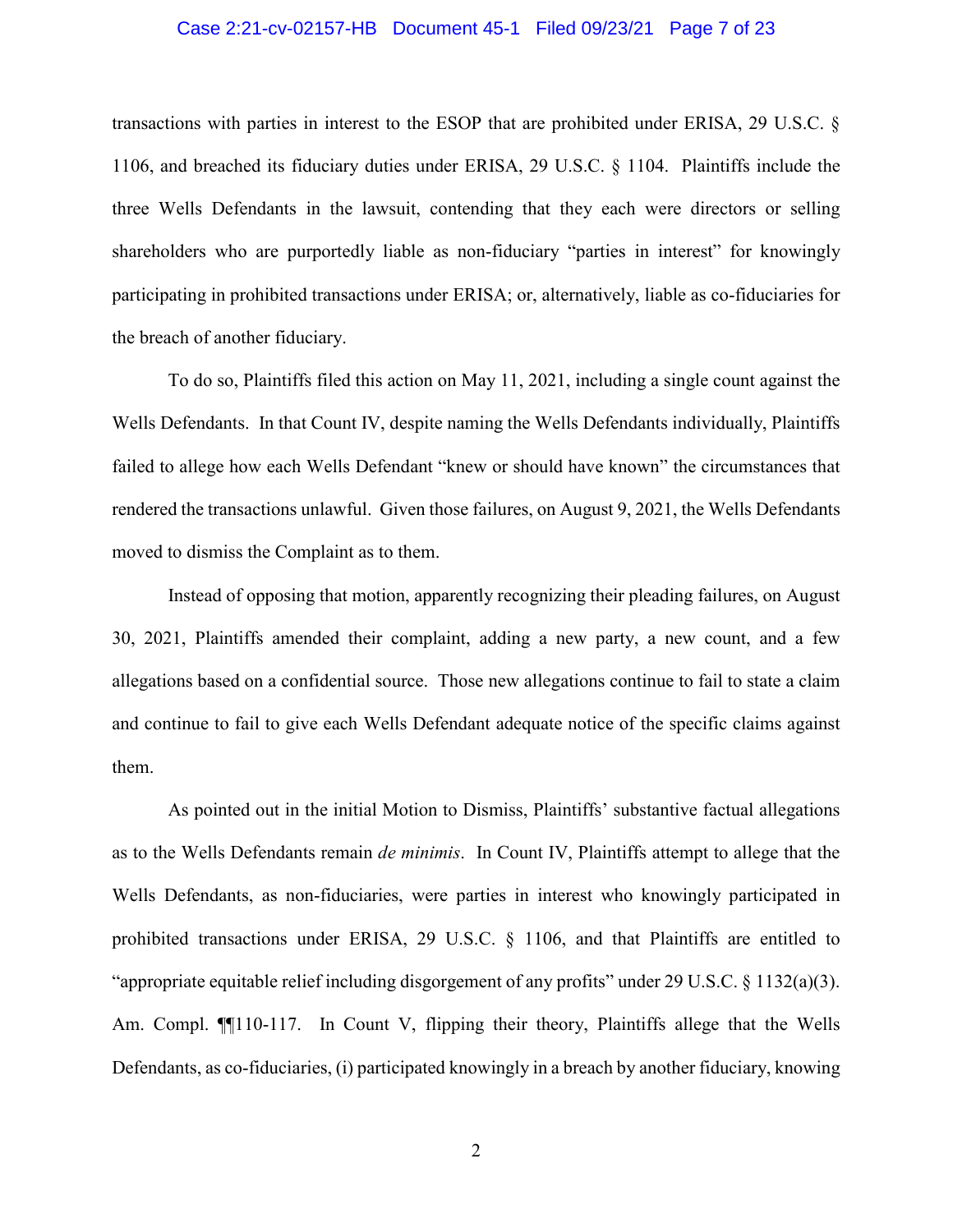transactions with parties in interest to the ESOP that are prohibited under ERISA, 29 U.S.C. § 1106, and breached its fiduciary duties under ERISA, 29 U.S.C. § 1104. Plaintiffs include the three Wells Defendants in the lawsuit, contending that they each were directors or selling shareholders who are purportedly liable as non-fiduciary "parties in interest" for knowingly participating in prohibited transactions under ERISA; or, alternatively, liable as co-fiduciaries for the breach of another fiduciary.

To do so, Plaintiffs filed this action on May 11, 2021, including a single count against the Wells Defendants. In that Count IV, despite naming the Wells Defendants individually, Plaintiffs failed to allege how each Wells Defendant "knew or should have known" the circumstances that rendered the transactions unlawful. Given those failures, on August 9, 2021, the Wells Defendants moved to dismiss the Complaint as to them.

Instead of opposing that motion, apparently recognizing their pleading failures, on August 30, 2021, Plaintiffs amended their complaint, adding a new party, a new count, and a few allegations based on a confidential source. Those new allegations continue to fail to state a claim and continue to fail to give each Wells Defendant adequate notice of the specific claims against them.

As pointed out in the initial Motion to Dismiss, Plaintiffs' substantive factual allegations as to the Wells Defendants remain *de minimis*. In Count IV, Plaintiffs attempt to allege that the Wells Defendants, as non-fiduciaries, were parties in interest who knowingly participated in prohibited transactions under ERISA, 29 U.S.C. § 1106, and that Plaintiffs are entitled to "appropriate equitable relief including disgorgement of any profits" under 29 U.S.C. § 1132(a)(3). Am. Compl. ¶¶110-117. In Count V, flipping their theory, Plaintiffs allege that the Wells Defendants, as co-fiduciaries, (i) participated knowingly in a breach by another fiduciary, knowing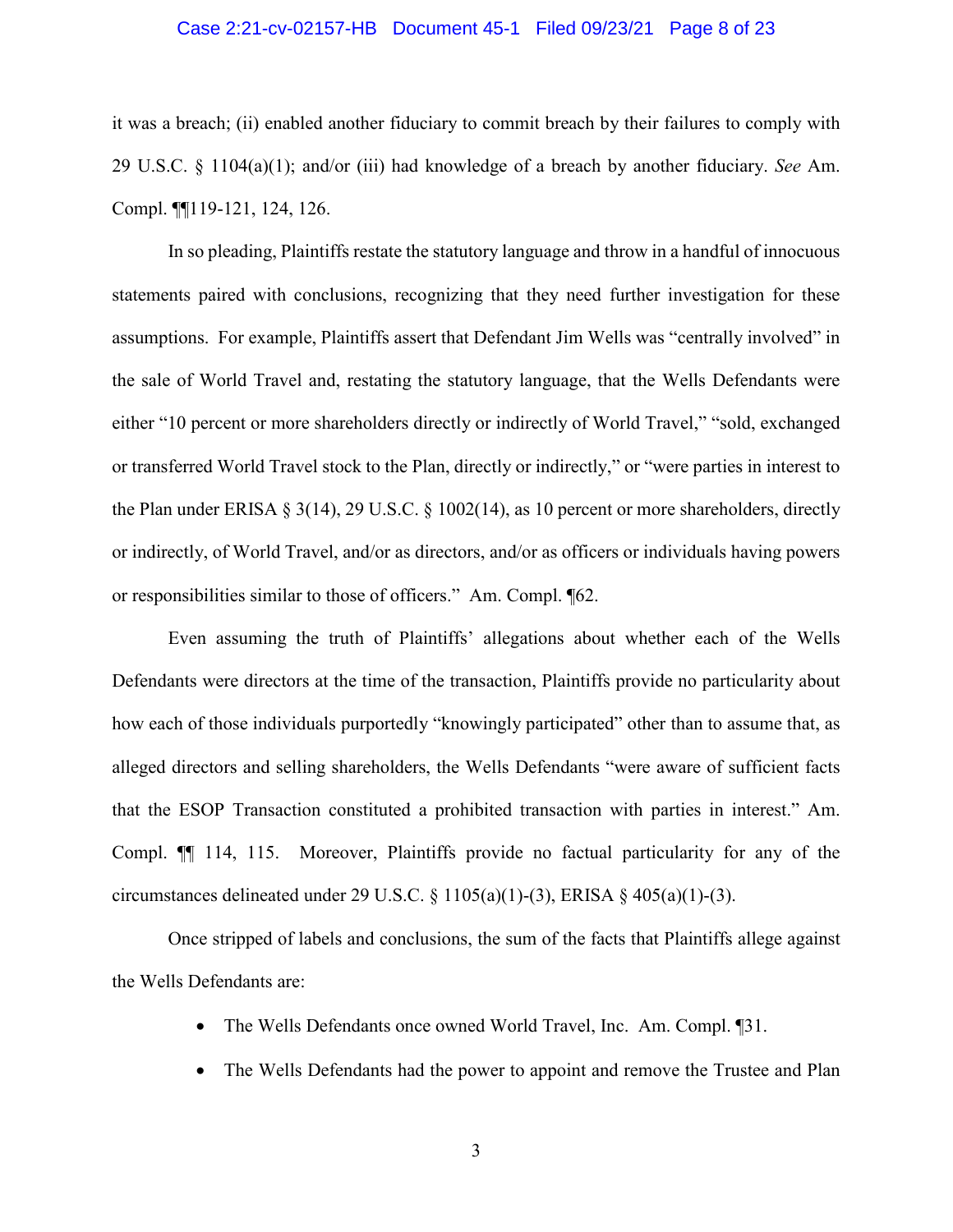it was a breach; (ii) enabled another fiduciary to commit breach by their failures to comply with 29 U.S.C. § 1104(a)(1); and/or (iii) had knowledge of a breach by another fiduciary. *See* Am. Compl. ¶¶119-121, 124, 126.

In so pleading, Plaintiffs restate the statutory language and throw in a handful of innocuous statements paired with conclusions, recognizing that they need further investigation for these assumptions. For example, Plaintiffs assert that Defendant Jim Wells was "centrally involved" in the sale of World Travel and, restating the statutory language, that the Wells Defendants were either "10 percent or more shareholders directly or indirectly of World Travel," "sold, exchanged or transferred World Travel stock to the Plan, directly or indirectly," or "were parties in interest to the Plan under ERISA § 3(14), 29 U.S.C. § 1002(14), as 10 percent or more shareholders, directly or indirectly, of World Travel, and/or as directors, and/or as officers or individuals having powers or responsibilities similar to those of officers." Am. Compl. ¶62.

Even assuming the truth of Plaintiffs' allegations about whether each of the Wells Defendants were directors at the time of the transaction, Plaintiffs provide no particularity about how each of those individuals purportedly "knowingly participated" other than to assume that, as alleged directors and selling shareholders, the Wells Defendants "were aware of sufficient facts that the ESOP Transaction constituted a prohibited transaction with parties in interest." Am. Compl. ¶¶ 114, 115. Moreover, Plaintiffs provide no factual particularity for any of the circumstances delineated under 29 U.S.C. § 1105(a)(1)-(3), ERISA § 405(a)(1)-(3).

Once stripped of labels and conclusions, the sum of the facts that Plaintiffs allege against the Wells Defendants are:

- The Wells Defendants once owned World Travel, Inc. Am. Compl. ¶31.
- The Wells Defendants had the power to appoint and remove the Trustee and Plan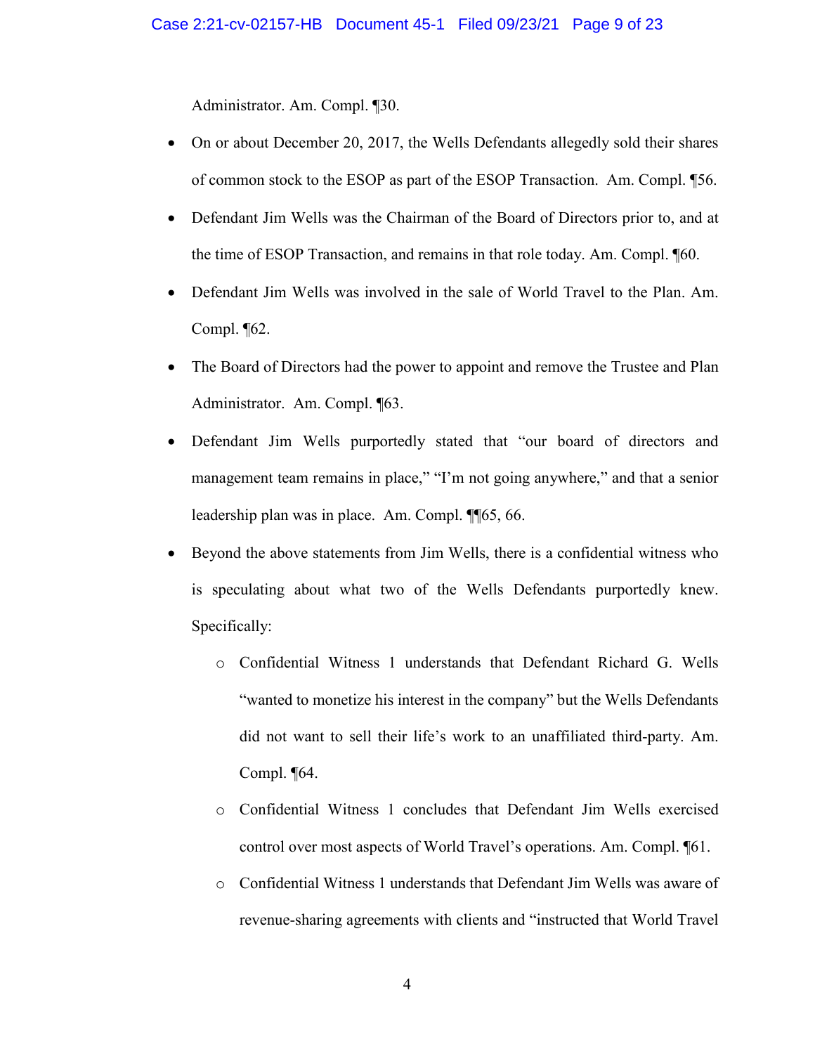Administrator. Am. Compl. ¶30.

- On or about December 20, 2017, the Wells Defendants allegedly sold their shares of common stock to the ESOP as part of the ESOP Transaction. Am. Compl. ¶56.
- Defendant Jim Wells was the Chairman of the Board of Directors prior to, and at the time of ESOP Transaction, and remains in that role today. Am. Compl. ¶60.
- Defendant Jim Wells was involved in the sale of World Travel to the Plan. Am. Compl. ¶62.
- The Board of Directors had the power to appoint and remove the Trustee and Plan Administrator. Am. Compl. ¶63.
- Defendant Jim Wells purportedly stated that "our board of directors and management team remains in place," "I'm not going anywhere," and that a senior leadership plan was in place. Am. Compl. ¶¶65, 66.
- Beyond the above statements from Jim Wells, there is a confidential witness who is speculating about what two of the Wells Defendants purportedly knew. Specifically:
    - Confidential Witness 1 understands that Defendant Richard G. Wells "wanted to monetize his interest in the company" but the Wells Defendants did not want to sell their life's work to an unaffiliated third-party. Am. Compl. ¶64.
    - Confidential Witness 1 concludes that Defendant Jim Wells exercised control over most aspects of World Travel's operations. Am. Compl. ¶61.
    - Confidential Witness 1 understands that Defendant Jim Wells was aware of revenue-sharing agreements with clients and "instructed that World Travel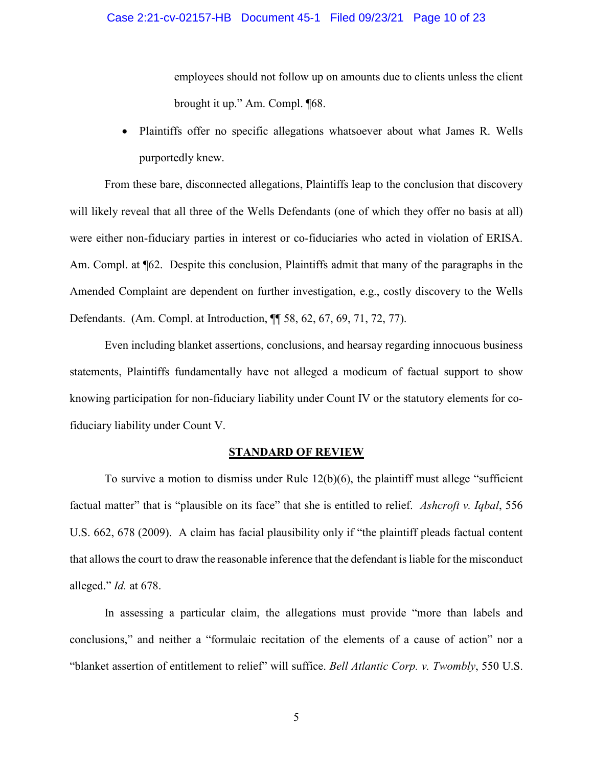employees should not follow up on amounts due to clients unless the client brought it up." Am. Compl. ¶68.

- Plaintiffs offer no specific allegations whatsoever about what James R. Wells purportedly knew.

From these bare, disconnected allegations, Plaintiffs leap to the conclusion that discovery will likely reveal that all three of the Wells Defendants (one of which they offer no basis at all) were either non-fiduciary parties in interest or co-fiduciaries who acted in violation of ERISA. Am. Compl. at ¶62. Despite this conclusion, Plaintiffs admit that many of the paragraphs in the Amended Complaint are dependent on further investigation, e.g., costly discovery to the Wells Defendants. (Am. Compl. at Introduction, ¶¶ 58, 62, 67, 69, 71, 72, 77).

Even including blanket assertions, conclusions, and hearsay regarding innocuous business statements, Plaintiffs fundamentally have not alleged a modicum of factual support to show knowing participation for non-fiduciary liability under Count IV or the statutory elements for co-fiduciary liability under Count V.

## STANDARD OF REVIEW

To survive a motion to dismiss under Rule 12(b)(6), the plaintiff must allege "sufficient factual matter" that is "plausible on its face" that she is entitled to relief. *Ashcroft v. Iqbal*, 556 U.S. 662, 678 (2009). A claim has facial plausibility only if "the plaintiff pleads factual content that allows the court to draw the reasonable inference that the defendant is liable for the misconduct alleged." *Id.* at 678.

In assessing a particular claim, the allegations must provide "more than labels and conclusions," and neither a "formulaic recitation of the elements of a cause of action" nor a "blanket assertion of entitlement to relief" will suffice. *Bell Atlantic Corp. v. Twombly*, 550 U.S.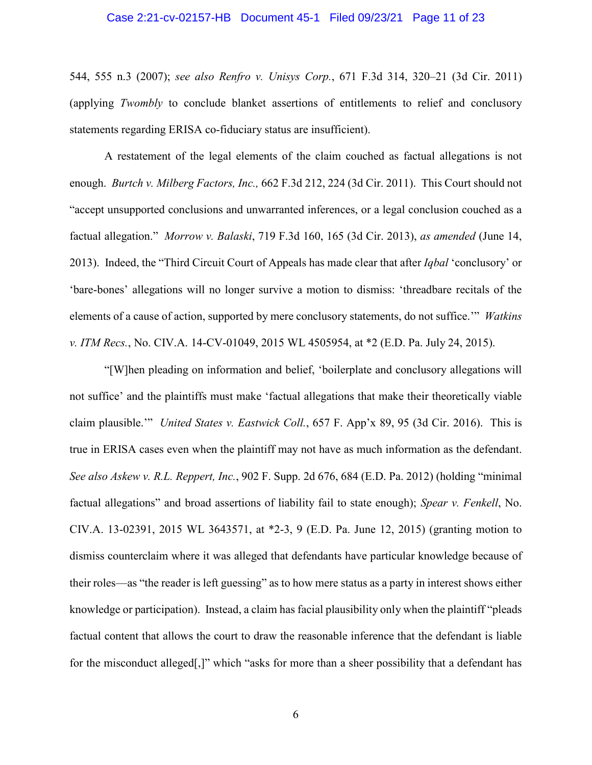544, 555 n.3 (2007); *see also Renfro v. Unisys Corp.*, 671 F.3d 314, 320–21 (3d Cir. 2011) (applying *Twombly* to conclude blanket assertions of entitlements to relief and conclusory statements regarding ERISA co-fiduciary status are insufficient).

A restatement of the legal elements of the claim couched as factual allegations is not enough. *Burtch v. Milberg Factors, Inc.,* 662 F.3d 212, 224 (3d Cir. 2011). This Court should not "accept unsupported conclusions and unwarranted inferences, or a legal conclusion couched as a factual allegation." *Morrow v. Balaski*, 719 F.3d 160, 165 (3d Cir. 2013), *as amended* (June 14, 2013). Indeed, the "Third Circuit Court of Appeals has made clear that after *Iqbal* 'conclusory' or 'bare-bones' allegations will no longer survive a motion to dismiss: 'threadbare recitals of the elements of a cause of action, supported by mere conclusory statements, do not suffice.'" *Watkins v. ITM Recs.*, No. CIV.A. 14-CV-01049, 2015 WL 4505954, at *2 (E.D. Pa. July 24, 2015).

"[W]hen pleading on information and belief, 'boilerplate and conclusory allegations will not suffice' and the plaintiffs must make 'factual allegations that make their theoretically viable claim plausible.'" *United States v. Eastwick Coll.*, 657 F. App'x 89, 95 (3d Cir. 2016). This is true in ERISA cases even when the plaintiff may not have as much information as the defendant. *See also Askew v. R.L. Reppert, Inc.*, 902 F. Supp. 2d 676, 684 (E.D. Pa. 2012) (holding "minimal factual allegations" and broad assertions of liability fail to state enough); *Spear v. Fenkell*, No. CIV.A. 13-02391, 2015 WL 3643571, at *2-3, 9 (E.D. Pa. June 12, 2015) (granting motion to dismiss counterclaim where it was alleged that defendants have particular knowledge because of their roles—as "the reader is left guessing" as to how mere status as a party in interest shows either knowledge or participation). Instead, a claim has facial plausibility only when the plaintiff "pleads factual content that allows the court to draw the reasonable inference that the defendant is liable for the misconduct alleged[,]" which "asks for more than a sheer possibility that a defendant has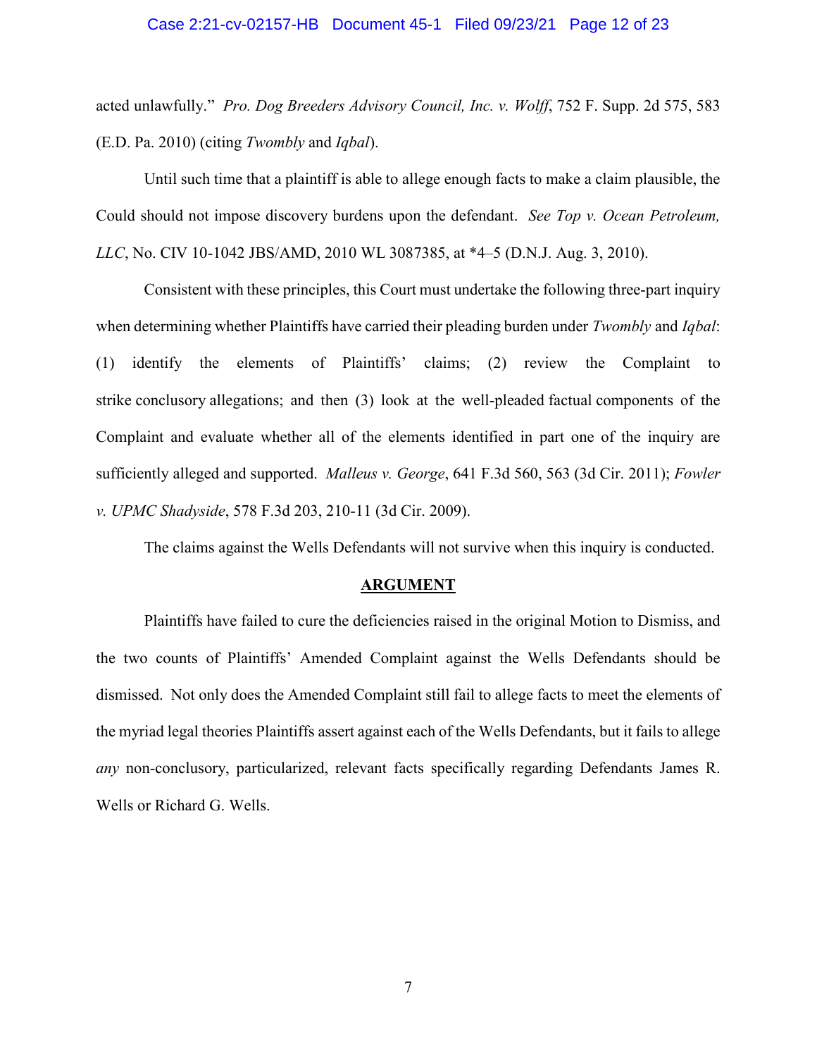acted unlawfully." *Pro. Dog Breeders Advisory Council, Inc. v. Wolff*, 752 F. Supp. 2d 575, 583 (E.D. Pa. 2010) (citing *Twombly* and *Iqbal*).

Until such time that a plaintiff is able to allege enough facts to make a claim plausible, the Could should not impose discovery burdens upon the defendant. *See Top v. Ocean Petroleum, LLC*, No. CIV 10-1042 JBS/AMD, 2010 WL 3087385, at *4–5 (D.N.J. Aug. 3, 2010).

Consistent with these principles, this Court must undertake the following three-part inquiry when determining whether Plaintiffs have carried their pleading burden under *Twombly* and *Iqbal*: (1) identify the elements of Plaintiffs' claims; (2) review the Complaint to strike conclusory allegations; and then (3) look at the well-pleaded factual components of the Complaint and evaluate whether all of the elements identified in part one of the inquiry are sufficiently alleged and supported. *Malleus v. George*, 641 F.3d 560, 563 (3d Cir. 2011); *Fowler v. UPMC Shadyside*, 578 F.3d 203, 210-11 (3d Cir. 2009).

The claims against the Wells Defendants will not survive when this inquiry is conducted.

## ARGUMENT

Plaintiffs have failed to cure the deficiencies raised in the original Motion to Dismiss, and the two counts of Plaintiffs' Amended Complaint against the Wells Defendants should be dismissed. Not only does the Amended Complaint still fail to allege facts to meet the elements of the myriad legal theories Plaintiffs assert against each of the Wells Defendants, but it fails to allege *any* non-conclusory, particularized, relevant facts specifically regarding Defendants James R. Wells or Richard G. Wells.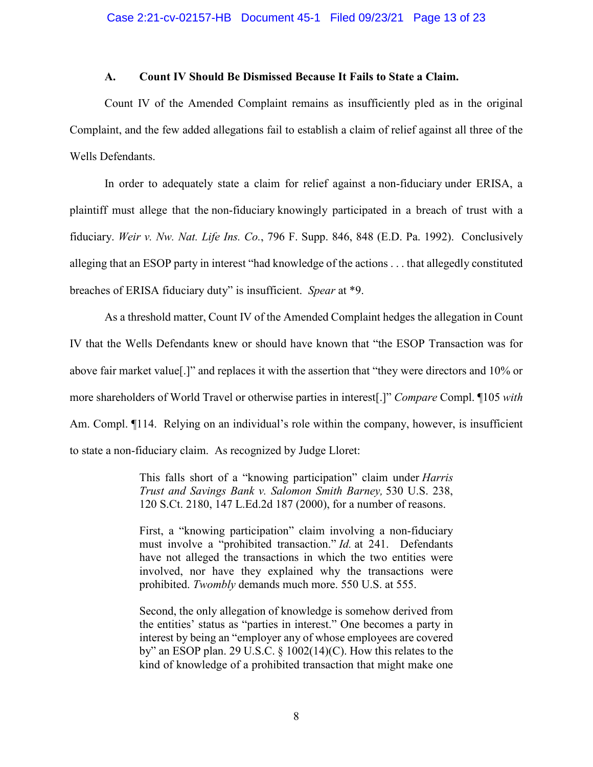### A. Count IV Should Be Dismissed Because It Fails to State a Claim.

Count IV of the Amended Complaint remains as insufficiently pled as in the original Complaint, and the few added allegations fail to establish a claim of relief against all three of the Wells Defendants.

In order to adequately state a claim for relief against a non-fiduciary under ERISA, a plaintiff must allege that the non-fiduciary knowingly participated in a breach of trust with a fiduciary. *Weir v. Nw. Nat. Life Ins. Co.*, 796 F. Supp. 846, 848 (E.D. Pa. 1992). Conclusively alleging that an ESOP party in interest "had knowledge of the actions . . . that allegedly constituted breaches of ERISA fiduciary duty" is insufficient. *Spear* at *9.

As a threshold matter, Count IV of the Amended Complaint hedges the allegation in Count IV that the Wells Defendants knew or should have known that "the ESOP Transaction was for above fair market value[.]" and replaces it with the assertion that "they were directors and 10% or more shareholders of World Travel or otherwise parties in interest[.]" *Compare* Compl. ¶105 *with* Am. Compl. ¶114. Relying on an individual's role within the company, however, is insufficient to state a non-fiduciary claim. As recognized by Judge Lloret:

> This falls short of a "knowing participation" claim under *Harris Trust and Savings Bank v. Salomon Smith Barney,* 530 U.S. 238, 120 S.Ct. 2180, 147 L.Ed.2d 187 (2000), for a number of reasons.
>
> First, a "knowing participation" claim involving a non-fiduciary must involve a "prohibited transaction." *Id.* at 241. Defendants have not alleged the transactions in which the two entities were involved, nor have they explained why the transactions were prohibited. *Twombly* demands much more. 550 U.S. at 555.
>
> Second, the only allegation of knowledge is somehow derived from the entities' status as "parties in interest." One becomes a party in interest by being an "employer any of whose employees are covered by" an ESOP plan. 29 U.S.C. § 1002(14)(C). How this relates to the kind of knowledge of a prohibited transaction that might make one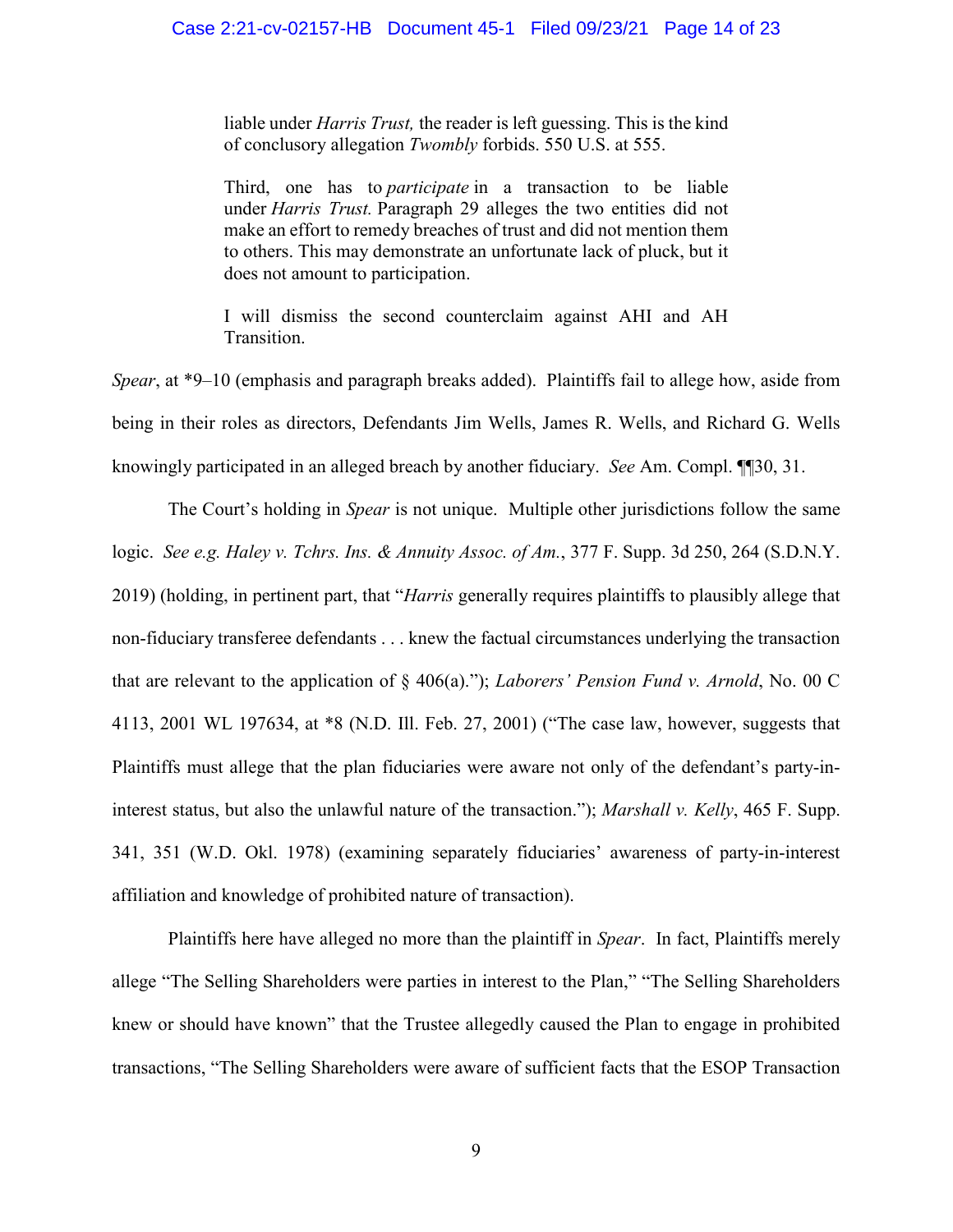> liable under *Harris Trust,* the reader is left guessing. This is the kind of conclusory allegation *Twombly* forbids. 550 U.S. at 555.
>
> Third, one has to *participate* in a transaction to be liable under *Harris Trust.* Paragraph 29 alleges the two entities did not make an effort to remedy breaches of trust and did not mention them to others. This may demonstrate an unfortunate lack of pluck, but it does not amount to participation.
>
> I will dismiss the second counterclaim against AHI and AH Transition.

*Spear*, at *9–10 (emphasis and paragraph breaks added). Plaintiffs fail to allege how, aside from being in their roles as directors, Defendants Jim Wells, James R. Wells, and Richard G. Wells knowingly participated in an alleged breach by another fiduciary. *See* Am. Compl. ¶¶30, 31.

The Court's holding in *Spear* is not unique. Multiple other jurisdictions follow the same logic. *See e.g. Haley v. Tchrs. Ins. & Annuity Assoc. of Am.*, 377 F. Supp. 3d 250, 264 (S.D.N.Y. 2019) (holding, in pertinent part, that "*Harris* generally requires plaintiffs to plausibly allege that non-fiduciary transferee defendants . . . knew the factual circumstances underlying the transaction that are relevant to the application of § 406(a)."); *Laborers' Pension Fund v. Arnold*, No. 00 C 4113, 2001 WL 197634, at *8 (N.D. Ill. Feb. 27, 2001) ("The case law, however, suggests that Plaintiffs must allege that the plan fiduciaries were aware not only of the defendant's party-in-interest status, but also the unlawful nature of the transaction."); *Marshall v. Kelly*, 465 F. Supp. 341, 351 (W.D. Okl. 1978) (examining separately fiduciaries' awareness of party-in-interest affiliation and knowledge of prohibited nature of transaction).

Plaintiffs here have alleged no more than the plaintiff in *Spear*. In fact, Plaintiffs merely allege "The Selling Shareholders were parties in interest to the Plan," "The Selling Shareholders knew or should have known" that the Trustee allegedly caused the Plan to engage in prohibited transactions, "The Selling Shareholders were aware of sufficient facts that the ESOP Transaction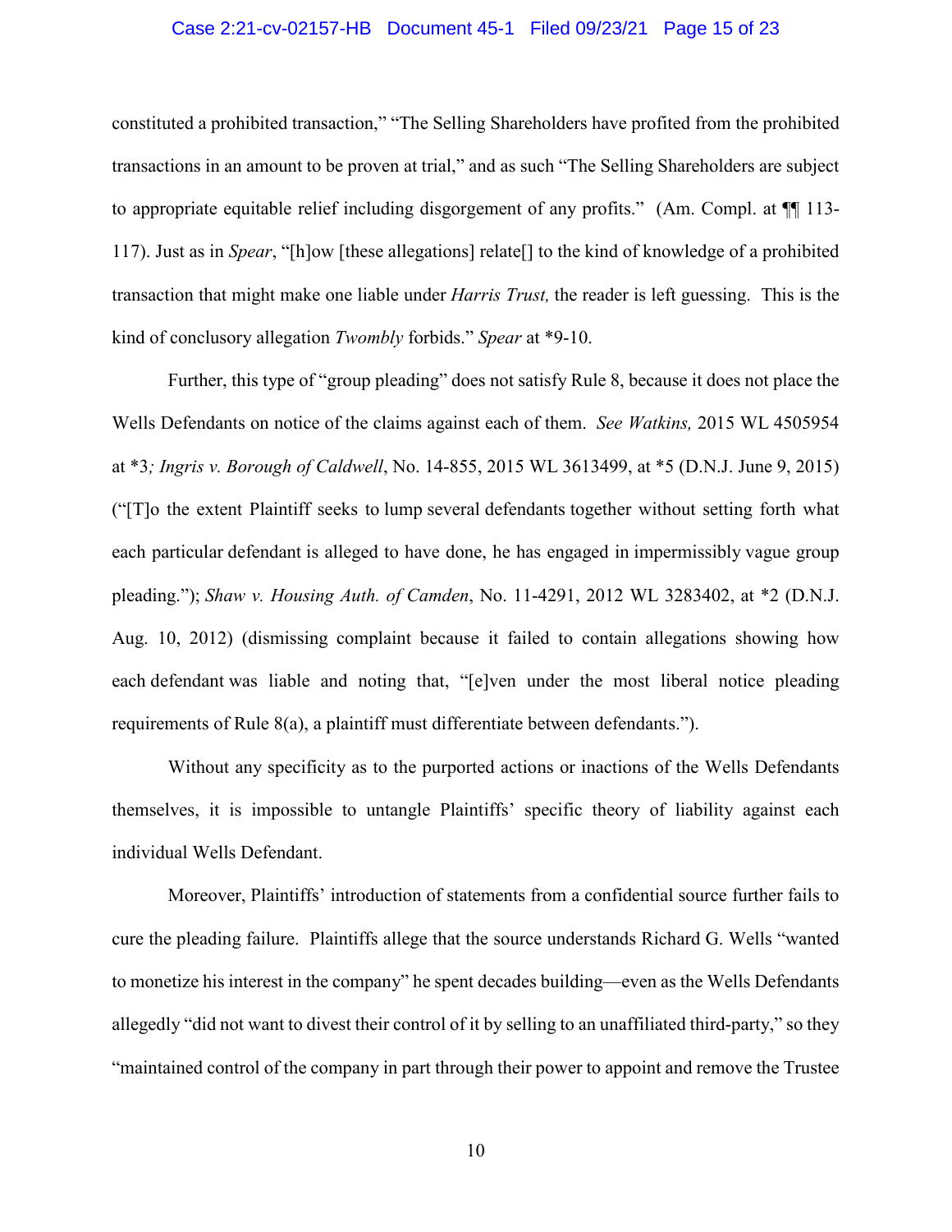constituted a prohibited transaction," "The Selling Shareholders have profited from the prohibited transactions in an amount to be proven at trial," and as such "The Selling Shareholders are subject to appropriate equitable relief including disgorgement of any profits." (Am. Compl. at ¶¶ 113-117). Just as in *Spear*, "[h]ow [these allegations] relate[] to the kind of knowledge of a prohibited transaction that might make one liable under *Harris Trust,* the reader is left guessing. This is the kind of conclusory allegation *Twombly* forbids." *Spear* at *9-10.

Further, this type of "group pleading" does not satisfy Rule 8, because it does not place the Wells Defendants on notice of the claims against each of them. *See Watkins,* 2015 WL 4505954 at *3*; Ingris v. Borough of Caldwell*, No. 14-855, 2015 WL 3613499, at *5 (D.N.J. June 9, 2015) ("[T]o the extent Plaintiff seeks to lump several defendants together without setting forth what each particular defendant is alleged to have done, he has engaged in impermissibly vague group pleading."); *Shaw v. Housing Auth. of Camden*, No. 11-4291, 2012 WL 3283402, at *2 (D.N.J. Aug. 10, 2012) (dismissing complaint because it failed to contain allegations showing how each defendant was liable and noting that, "[e]ven under the most liberal notice pleading requirements of Rule 8(a), a plaintiff must differentiate between defendants.").

Without any specificity as to the purported actions or inactions of the Wells Defendants themselves, it is impossible to untangle Plaintiffs' specific theory of liability against each individual Wells Defendant.

Moreover, Plaintiffs' introduction of statements from a confidential source further fails to cure the pleading failure. Plaintiffs allege that the source understands Richard G. Wells "wanted to monetize his interest in the company" he spent decades building—even as the Wells Defendants allegedly "did not want to divest their control of it by selling to an unaffiliated third-party," so they "maintained control of the company in part through their power to appoint and remove the Trustee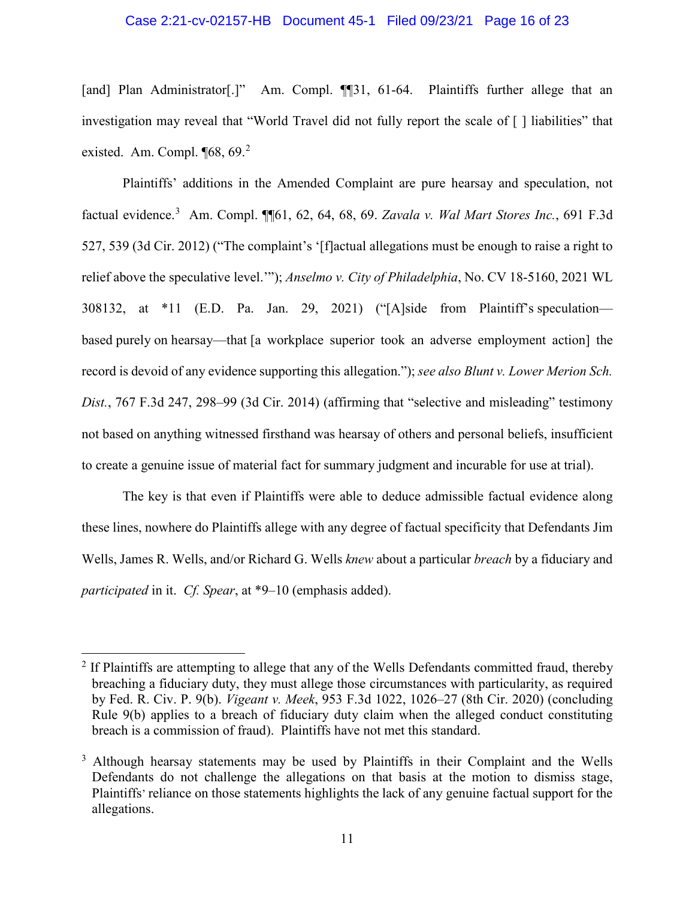[and] Plan Administrator[.]" Am. Compl. ¶¶31, 61-64. Plaintiffs further allege that an investigation may reveal that "World Travel did not fully report the scale of [ ] liabilities" that existed. Am. Compl. ¶68, 69.[2]

Plaintiffs' additions in the Amended Complaint are pure hearsay and speculation, not factual evidence.[3] Am. Compl. ¶¶61, 62, 64, 68, 69. *Zavala v. Wal Mart Stores Inc.*, 691 F.3d 527, 539 (3d Cir. 2012) ("The complaint's '[f]actual allegations must be enough to raise a right to relief above the speculative level.'"); *Anselmo v. City of Philadelphia*, No. CV 18-5160, 2021 WL 308132, at *11 (E.D. Pa. Jan. 29, 2021) ("[A]side from Plaintiff's speculation—based purely on hearsay—that [a workplace superior took an adverse employment action] the record is devoid of any evidence supporting this allegation."); *see also Blunt v. Lower Merion Sch. Dist.*, 767 F.3d 247, 298–99 (3d Cir. 2014) (affirming that "selective and misleading" testimony not based on anything witnessed firsthand was hearsay of others and personal beliefs, insufficient to create a genuine issue of material fact for summary judgment and incurable for use at trial).

The key is that even if Plaintiffs were able to deduce admissible factual evidence along these lines, nowhere do Plaintiffs allege with any degree of factual specificity that Defendants Jim Wells, James R. Wells, and/or Richard G. Wells *knew* about a particular *breach* by a fiduciary and *participated* in it. *Cf. Spear*, at *9–10 (emphasis added).

---

[2] If Plaintiffs are attempting to allege that any of the Wells Defendants committed fraud, thereby breaching a fiduciary duty, they must allege those circumstances with particularity, as required by Fed. R. Civ. P. 9(b). *Vigeant v. Meek*, 953 F.3d 1022, 1026–27 (8th Cir. 2020) (concluding Rule 9(b) applies to a breach of fiduciary duty claim when the alleged conduct constituting breach is a commission of fraud). Plaintiffs have not met this standard.

[3] Although hearsay statements may be used by Plaintiffs in their Complaint and the Wells Defendants do not challenge the allegations on that basis at the motion to dismiss stage, Plaintiffs' reliance on those statements highlights the lack of any genuine factual support for the allegations.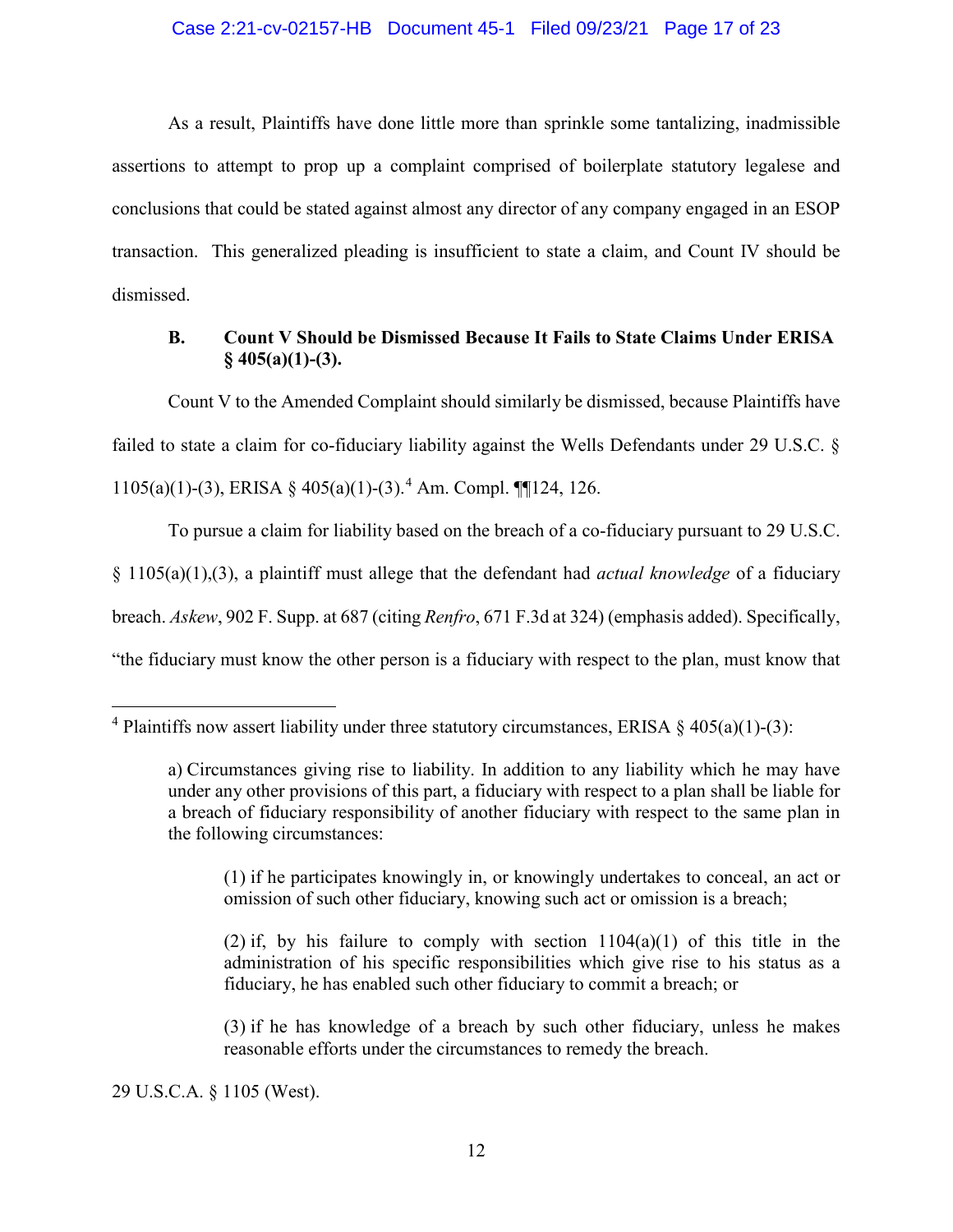As a result, Plaintiffs have done little more than sprinkle some tantalizing, inadmissible assertions to attempt to prop up a complaint comprised of boilerplate statutory legalese and conclusions that could be stated against almost any director of any company engaged in an ESOP transaction. This generalized pleading is insufficient to state a claim, and Count IV should be dismissed.

### B. Count V Should be Dismissed Because It Fails to State Claims Under ERISA § 405(a)(1)-(3).

Count V to the Amended Complaint should similarly be dismissed, because Plaintiffs have failed to state a claim for co-fiduciary liability against the Wells Defendants under 29 U.S.C. § 1105(a)(1)-(3), ERISA § 405(a)(1)-(3).[4] Am. Compl. ¶¶124, 126.

To pursue a claim for liability based on the breach of a co-fiduciary pursuant to 29 U.S.C. § 1105(a)(1),(3), a plaintiff must allege that the defendant had *actual knowledge* of a fiduciary breach. *Askew*, 902 F. Supp. at 687 (citing *Renfro*, 671 F.3d at 324) (emphasis added). Specifically, "the fiduciary must know the other person is a fiduciary with respect to the plan, must know that

---

[4] Plaintiffs now assert liability under three statutory circumstances, ERISA § 405(a)(1)-(3):

> a) Circumstances giving rise to liability. In addition to any liability which he may have under any other provisions of this part, a fiduciary with respect to a plan shall be liable for a breach of fiduciary responsibility of another fiduciary with respect to the same plan in the following circumstances:
>
> > (1) if he participates knowingly in, or knowingly undertakes to conceal, an act or omission of such other fiduciary, knowing such act or omission is a breach;
> >
> > (2) if, by his failure to comply with section 1104(a)(1) of this title in the administration of his specific responsibilities which give rise to his status as a fiduciary, he has enabled such other fiduciary to commit a breach; or
> >
> > (3) if he has knowledge of a breach by such other fiduciary, unless he makes reasonable efforts under the circumstances to remedy the breach.

29 U.S.C.A. § 1105 (West).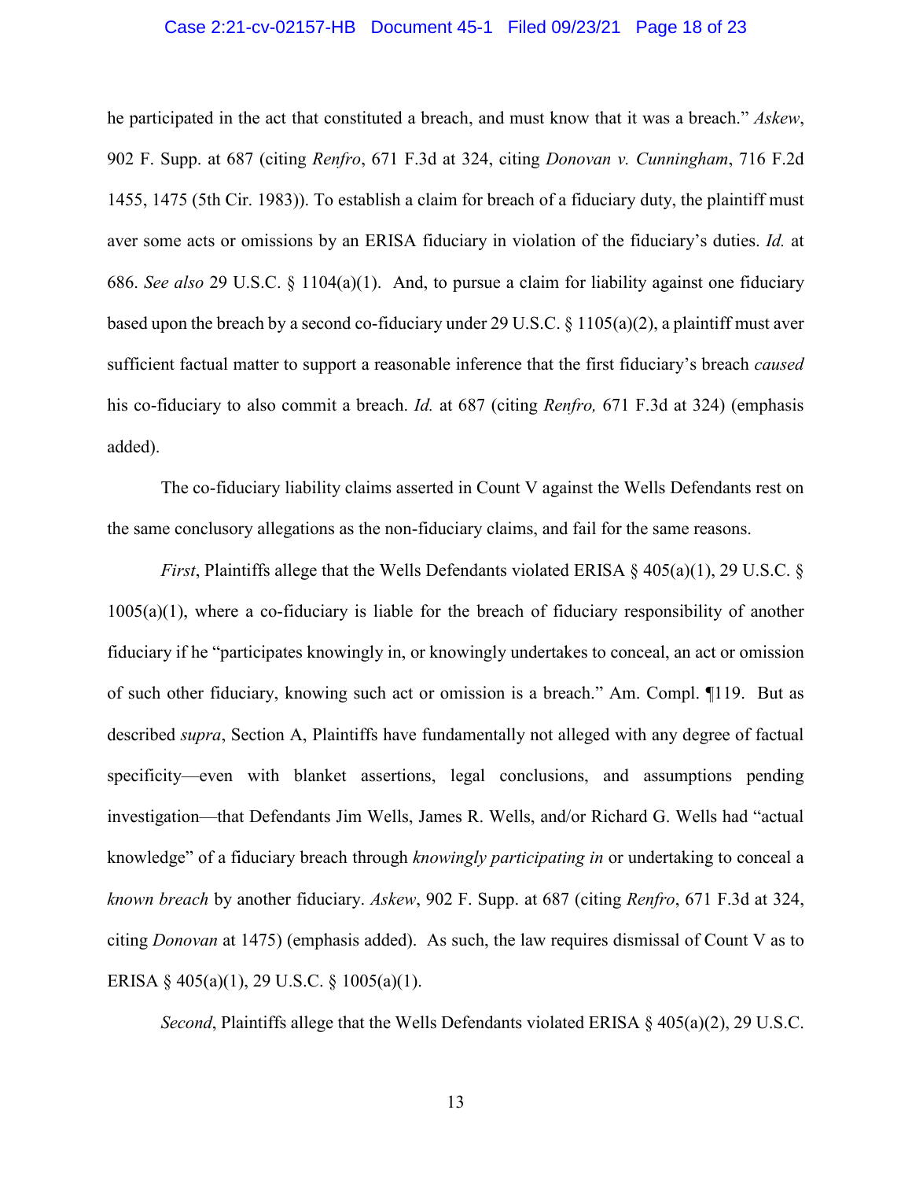he participated in the act that constituted a breach, and must know that it was a breach." *Askew*, 902 F. Supp. at 687 (citing *Renfro*, 671 F.3d at 324, citing *Donovan v. Cunningham*, 716 F.2d 1455, 1475 (5th Cir. 1983)). To establish a claim for breach of a fiduciary duty, the plaintiff must aver some acts or omissions by an ERISA fiduciary in violation of the fiduciary's duties. *Id.* at 686. *See also* 29 U.S.C. § 1104(a)(1). And, to pursue a claim for liability against one fiduciary based upon the breach by a second co-fiduciary under 29 U.S.C. § 1105(a)(2), a plaintiff must aver sufficient factual matter to support a reasonable inference that the first fiduciary's breach *caused* his co-fiduciary to also commit a breach. *Id.* at 687 (citing *Renfro,* 671 F.3d at 324) (emphasis added).

The co-fiduciary liability claims asserted in Count V against the Wells Defendants rest on the same conclusory allegations as the non-fiduciary claims, and fail for the same reasons.

*First*, Plaintiffs allege that the Wells Defendants violated ERISA § 405(a)(1), 29 U.S.C. § 1005(a)(1), where a co-fiduciary is liable for the breach of fiduciary responsibility of another fiduciary if he "participates knowingly in, or knowingly undertakes to conceal, an act or omission of such other fiduciary, knowing such act or omission is a breach." Am. Compl. ¶119. But as described *supra*, Section A, Plaintiffs have fundamentally not alleged with any degree of factual specificity—even with blanket assertions, legal conclusions, and assumptions pending investigation—that Defendants Jim Wells, James R. Wells, and/or Richard G. Wells had "actual knowledge" of a fiduciary breach through *knowingly participating in* or undertaking to conceal a *known breach* by another fiduciary. *Askew*, 902 F. Supp. at 687 (citing *Renfro*, 671 F.3d at 324, citing *Donovan* at 1475) (emphasis added). As such, the law requires dismissal of Count V as to ERISA § 405(a)(1), 29 U.S.C. § 1005(a)(1).

*Second*, Plaintiffs allege that the Wells Defendants violated ERISA § 405(a)(2), 29 U.S.C.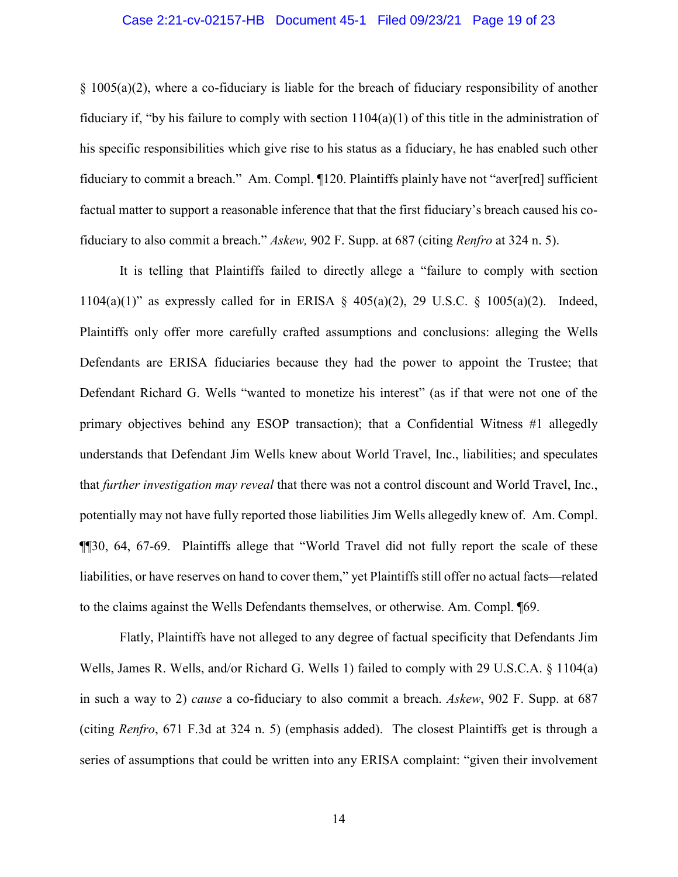§ 1005(a)(2), where a co-fiduciary is liable for the breach of fiduciary responsibility of another fiduciary if, "by his failure to comply with section 1104(a)(1) of this title in the administration of his specific responsibilities which give rise to his status as a fiduciary, he has enabled such other fiduciary to commit a breach." Am. Compl. ¶120. Plaintiffs plainly have not "aver[red] sufficient factual matter to support a reasonable inference that that the first fiduciary's breach caused his co-fiduciary to also commit a breach." *Askew,* 902 F. Supp. at 687 (citing *Renfro* at 324 n. 5).

It is telling that Plaintiffs failed to directly allege a "failure to comply with section 1104(a)(1)" as expressly called for in ERISA § 405(a)(2), 29 U.S.C. § 1005(a)(2). Indeed, Plaintiffs only offer more carefully crafted assumptions and conclusions: alleging the Wells Defendants are ERISA fiduciaries because they had the power to appoint the Trustee; that Defendant Richard G. Wells "wanted to monetize his interest" (as if that were not one of the primary objectives behind any ESOP transaction); that a Confidential Witness #1 allegedly understands that Defendant Jim Wells knew about World Travel, Inc., liabilities; and speculates that *further investigation may reveal* that there was not a control discount and World Travel, Inc., potentially may not have fully reported those liabilities Jim Wells allegedly knew of. Am. Compl. ¶¶30, 64, 67-69. Plaintiffs allege that "World Travel did not fully report the scale of these liabilities, or have reserves on hand to cover them," yet Plaintiffs still offer no actual facts—related to the claims against the Wells Defendants themselves, or otherwise. Am. Compl. ¶69.

Flatly, Plaintiffs have not alleged to any degree of factual specificity that Defendants Jim Wells, James R. Wells, and/or Richard G. Wells 1) failed to comply with 29 U.S.C.A. § 1104(a) in such a way to 2) *cause* a co-fiduciary to also commit a breach. *Askew*, 902 F. Supp. at 687 (citing *Renfro*, 671 F.3d at 324 n. 5) (emphasis added). The closest Plaintiffs get is through a series of assumptions that could be written into any ERISA complaint: "given their involvement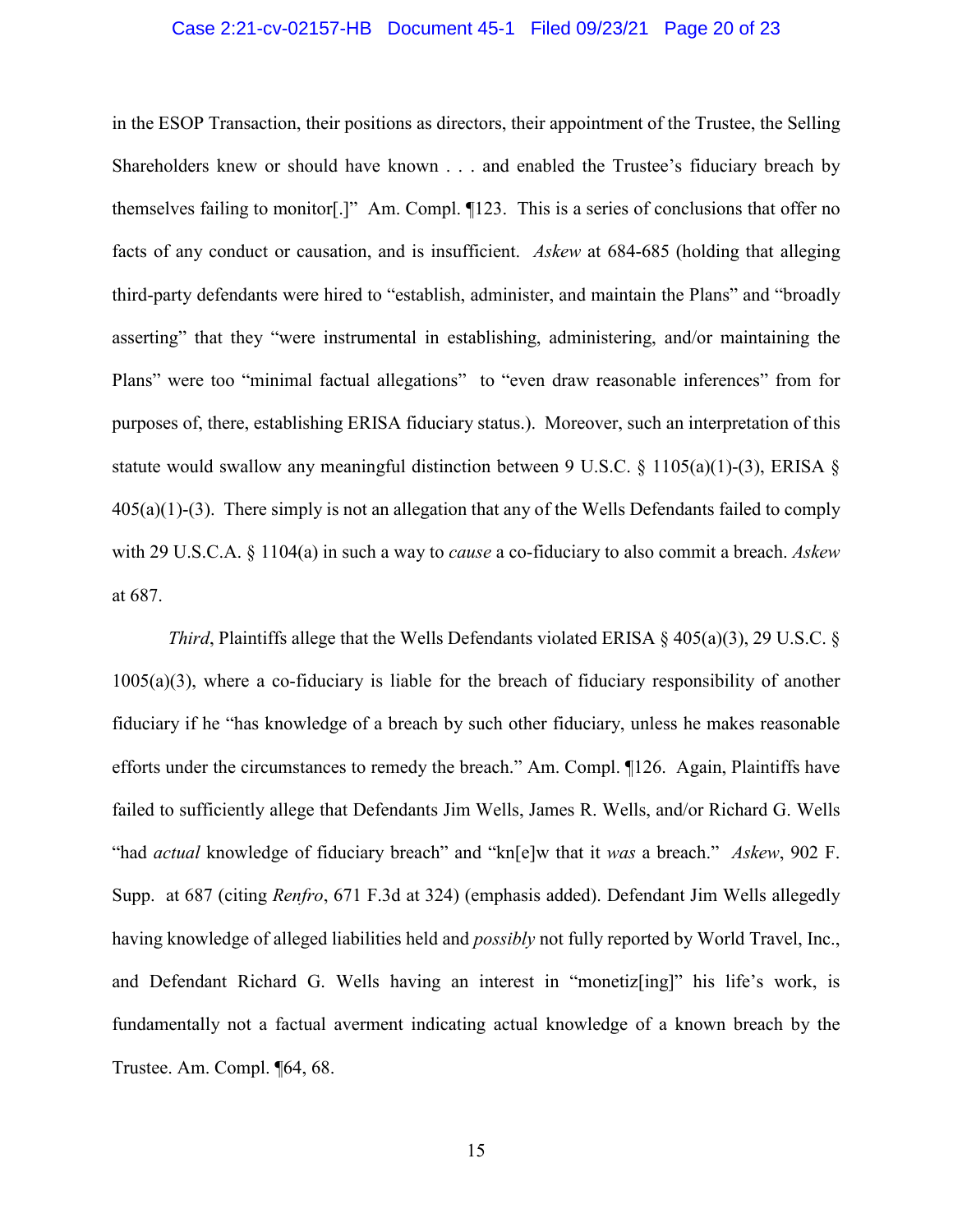in the ESOP Transaction, their positions as directors, their appointment of the Trustee, the Selling Shareholders knew or should have known . . . and enabled the Trustee's fiduciary breach by themselves failing to monitor[.]" Am. Compl. ¶123. This is a series of conclusions that offer no facts of any conduct or causation, and is insufficient. *Askew* at 684-685 (holding that alleging third-party defendants were hired to "establish, administer, and maintain the Plans" and "broadly asserting" that they "were instrumental in establishing, administering, and/or maintaining the Plans" were too "minimal factual allegations" to "even draw reasonable inferences" from for purposes of, there, establishing ERISA fiduciary status.). Moreover, such an interpretation of this statute would swallow any meaningful distinction between 9 U.S.C. § 1105(a)(1)-(3), ERISA § 405(a)(1)-(3). There simply is not an allegation that any of the Wells Defendants failed to comply with 29 U.S.C.A. § 1104(a) in such a way to *cause* a co-fiduciary to also commit a breach. *Askew* at 687.

*Third*, Plaintiffs allege that the Wells Defendants violated ERISA § 405(a)(3), 29 U.S.C. § 1005(a)(3), where a co-fiduciary is liable for the breach of fiduciary responsibility of another fiduciary if he "has knowledge of a breach by such other fiduciary, unless he makes reasonable efforts under the circumstances to remedy the breach." Am. Compl. ¶126. Again, Plaintiffs have failed to sufficiently allege that Defendants Jim Wells, James R. Wells, and/or Richard G. Wells "had *actual* knowledge of fiduciary breach" and "kn[e]w that it *was* a breach." *Askew*, 902 F. Supp. at 687 (citing *Renfro*, 671 F.3d at 324) (emphasis added). Defendant Jim Wells allegedly having knowledge of alleged liabilities held and *possibly* not fully reported by World Travel, Inc., and Defendant Richard G. Wells having an interest in "monetiz[ing]" his life's work, is fundamentally not a factual averment indicating actual knowledge of a known breach by the Trustee. Am. Compl. ¶64, 68.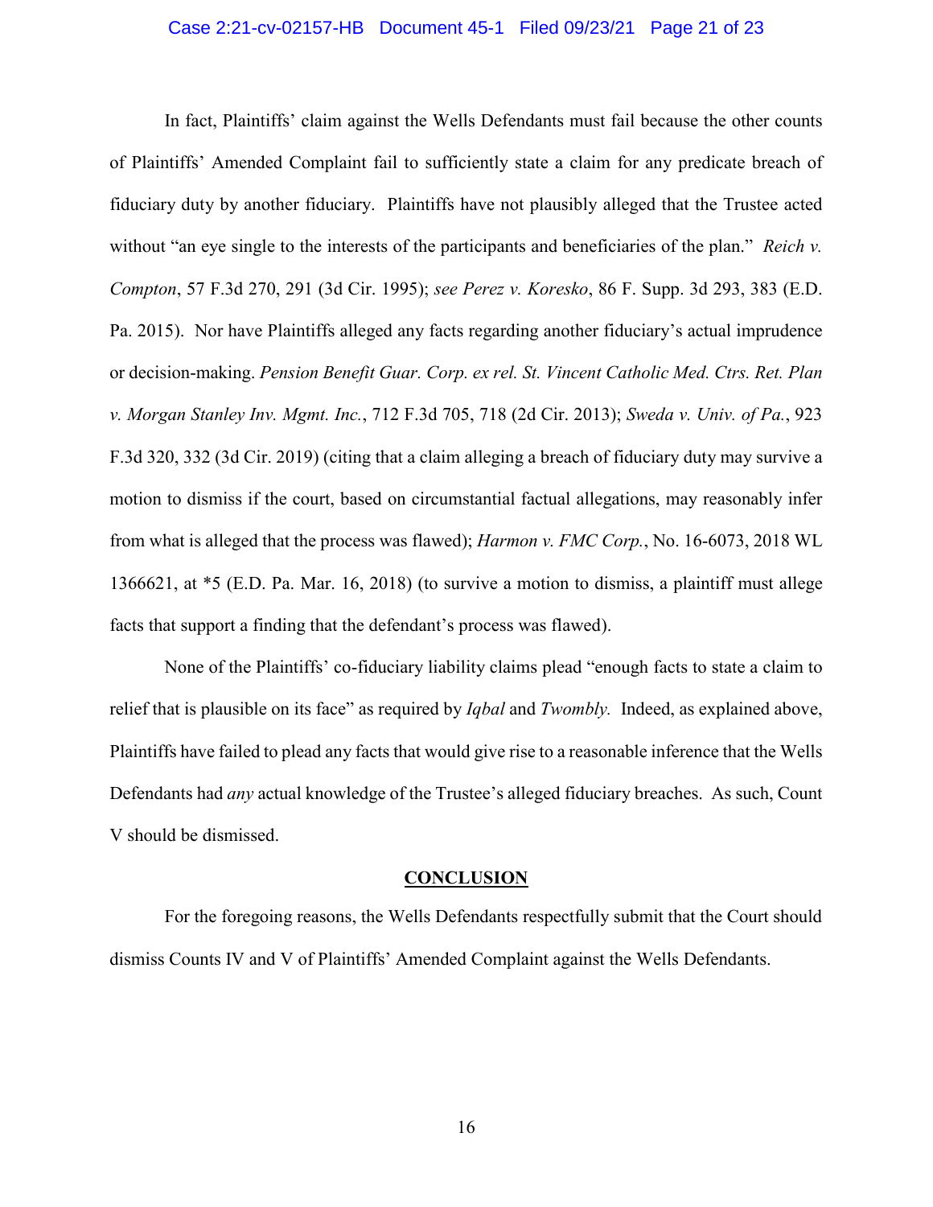In fact, Plaintiffs' claim against the Wells Defendants must fail because the other counts of Plaintiffs' Amended Complaint fail to sufficiently state a claim for any predicate breach of fiduciary duty by another fiduciary. Plaintiffs have not plausibly alleged that the Trustee acted without "an eye single to the interests of the participants and beneficiaries of the plan." *Reich v. Compton*, 57 F.3d 270, 291 (3d Cir. 1995); *see Perez v. Koresko*, 86 F. Supp. 3d 293, 383 (E.D. Pa. 2015). Nor have Plaintiffs alleged any facts regarding another fiduciary's actual imprudence or decision-making. *Pension Benefit Guar. Corp. ex rel. St. Vincent Catholic Med. Ctrs. Ret. Plan v. Morgan Stanley Inv. Mgmt. Inc.*, 712 F.3d 705, 718 (2d Cir. 2013); *Sweda v. Univ. of Pa.*, 923 F.3d 320, 332 (3d Cir. 2019) (citing that a claim alleging a breach of fiduciary duty may survive a motion to dismiss if the court, based on circumstantial factual allegations, may reasonably infer from what is alleged that the process was flawed); *Harmon v. FMC Corp.*, No. 16-6073, 2018 WL 1366621, at *5 (E.D. Pa. Mar. 16, 2018) (to survive a motion to dismiss, a plaintiff must allege facts that support a finding that the defendant's process was flawed).

None of the Plaintiffs' co-fiduciary liability claims plead "enough facts to state a claim to relief that is plausible on its face" as required by *Iqbal* and *Twombly.* Indeed, as explained above, Plaintiffs have failed to plead any facts that would give rise to a reasonable inference that the Wells Defendants had *any* actual knowledge of the Trustee's alleged fiduciary breaches. As such, Count V should be dismissed.

## CONCLUSION

For the foregoing reasons, the Wells Defendants respectfully submit that the Court should dismiss Counts IV and V of Plaintiffs' Amended Complaint against the Wells Defendants.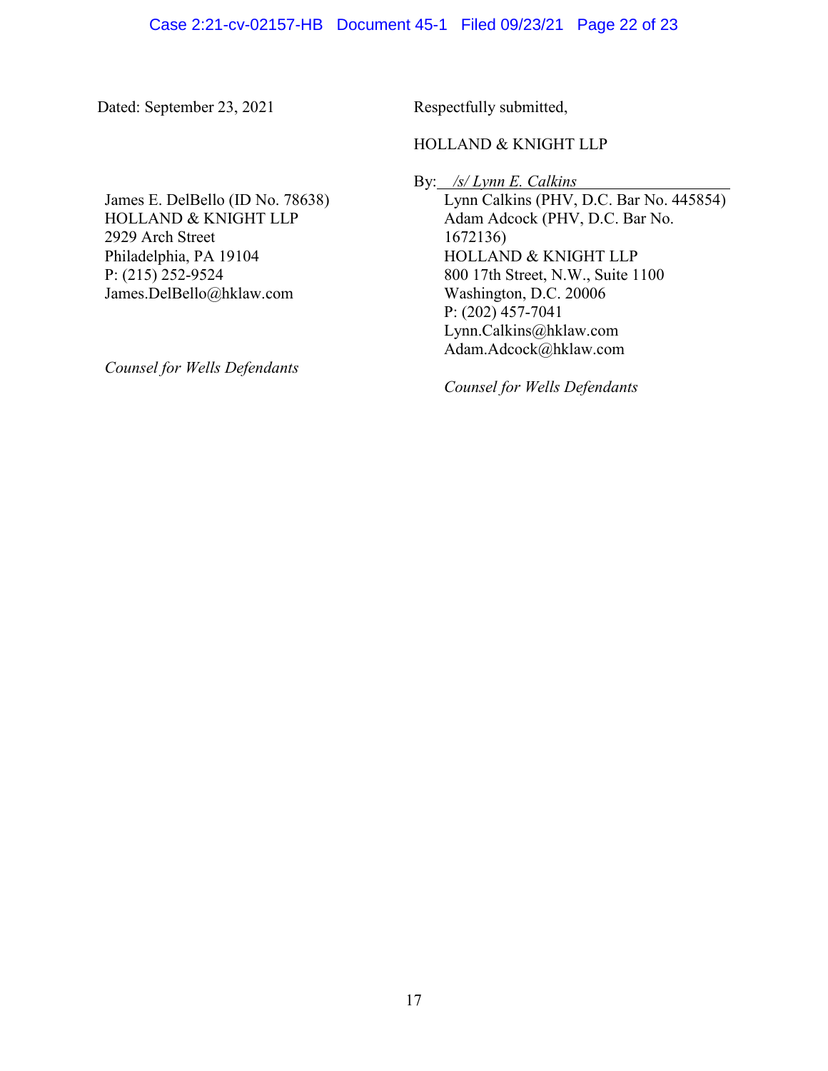Dated: September 23, 2021

Respectfully submitted,

HOLLAND & KNIGHT LLP

By: */s/ Lynn E. Calkins*
Lynn Calkins (PHV, D.C. Bar No. 445854)
Adam Adcock (PHV, D.C. Bar No. 1672136)
HOLLAND & KNIGHT LLP
800 17th Street, N.W., Suite 1100
Washington, D.C. 20006
P: (202) 457-7041
Lynn.Calkins@hklaw.com
Adam.Adcock@hklaw.com

*Counsel for Wells Defendants*

James E. DelBello (ID No. 78638)
HOLLAND & KNIGHT LLP
2929 Arch Street
Philadelphia, PA 19104
P: (215) 252-9524
James.DelBello@hklaw.com

*Counsel for Wells Defendants*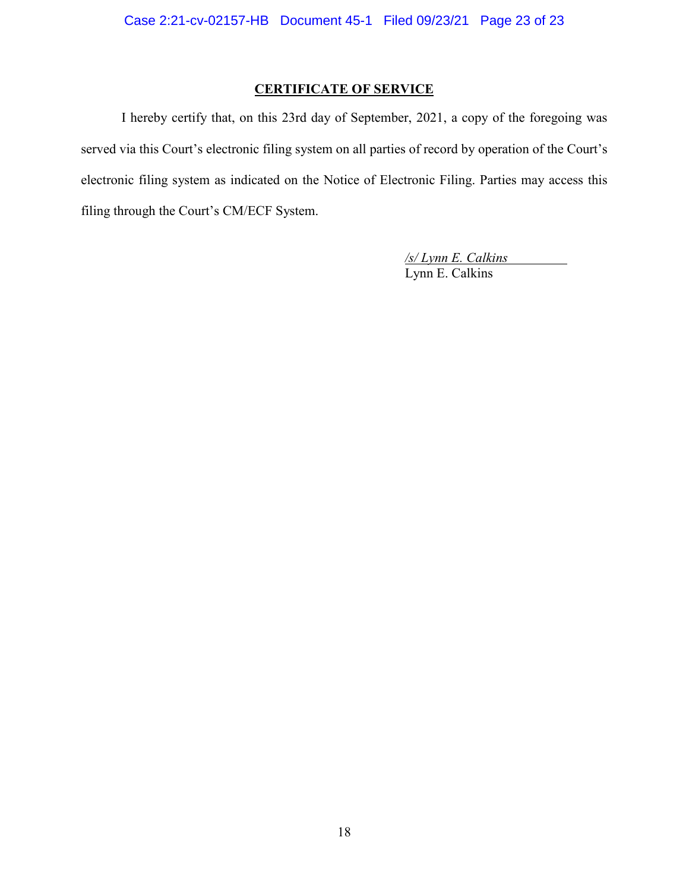## CERTIFICATE OF SERVICE

I hereby certify that, on this 23rd day of September, 2021, a copy of the foregoing was served via this Court's electronic filing system on all parties of record by operation of the Court's electronic filing system as indicated on the Notice of Electronic Filing. Parties may access this filing through the Court's CM/ECF System.

*/s/ Lynn E. Calkins*
Lynn E. Calkins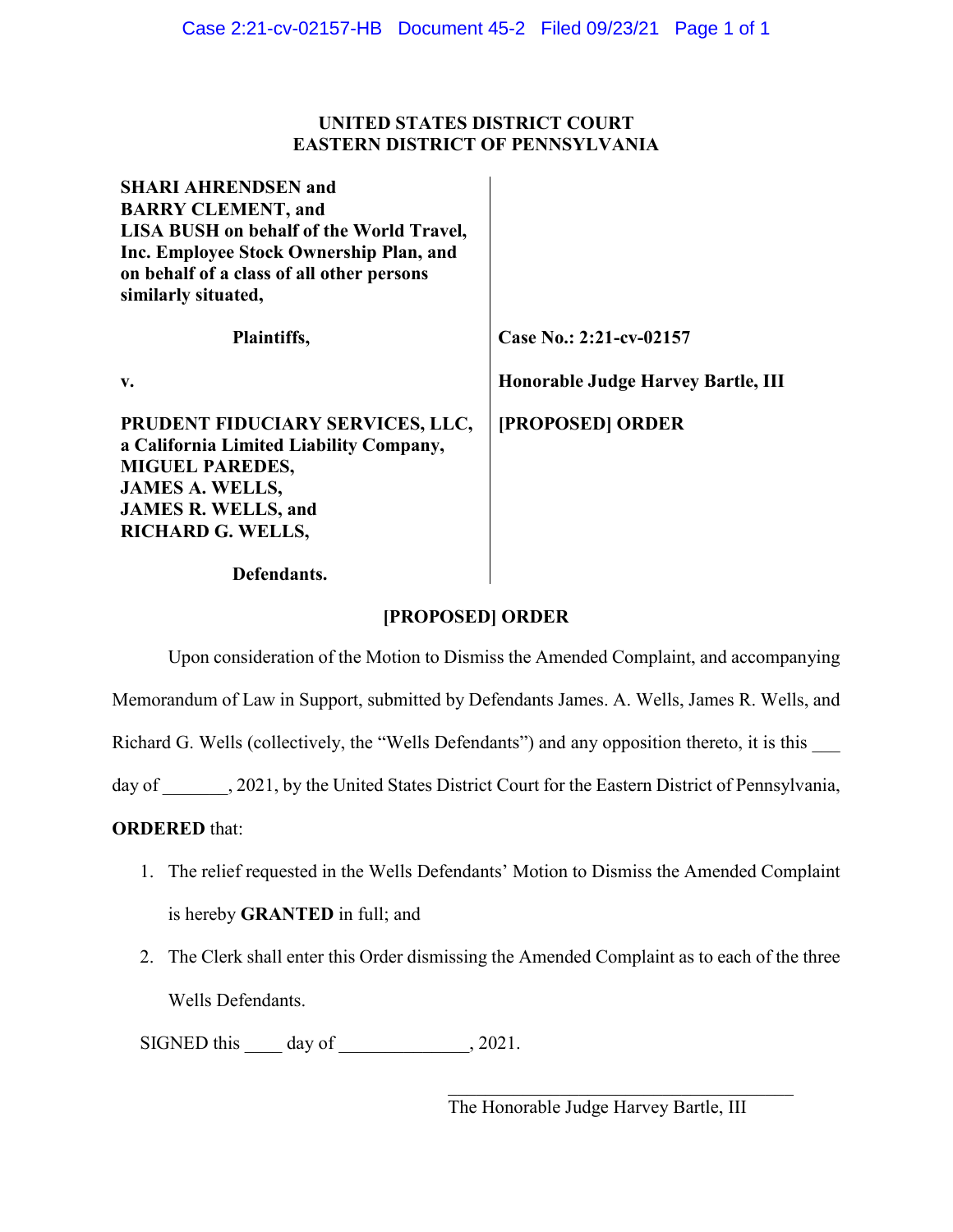**UNITED STATES DISTRICT COURT**
**EASTERN DISTRICT OF PENNSYLVANIA**

| | |
|---|---|
| **SHARI AHRENDSEN and BARRY CLEMENT, and LISA BUSH on behalf of the World Travel, Inc. Employee Stock Ownership Plan, and on behalf of a class of all other persons similarly situated,** | |
| **Plaintiffs,** | **Case No.: 2:21-cv-02157** |
| **v.** | **Honorable Judge Harvey Bartle, III** |
| **PRUDENT FIDUCIARY SERVICES, LLC, a California Limited Liability Company, MIGUEL PAREDES, JAMES A. WELLS, JAMES R. WELLS, and RICHARD G. WELLS,** | **[PROPOSED] ORDER** |
| **Defendants.** | |

**[PROPOSED] ORDER**

Upon consideration of the Motion to Dismiss the Amended Complaint, and accompanying Memorandum of Law in Support, submitted by Defendants James. A. Wells, James R. Wells, and Richard G. Wells (collectively, the "Wells Defendants") and any opposition thereto, it is this ___ day of _______, 2021, by the United States District Court for the Eastern District of Pennsylvania, **ORDERED** that:

1. The relief requested in the Wells Defendants' Motion to Dismiss the Amended Complaint is hereby **GRANTED** in full; and
2. The Clerk shall enter this Order dismissing the Amended Complaint as to each of the three Wells Defendants.

SIGNED this ____ day of _____________, 2021.

___________________________________
The Honorable Judge Harvey Bartle, III